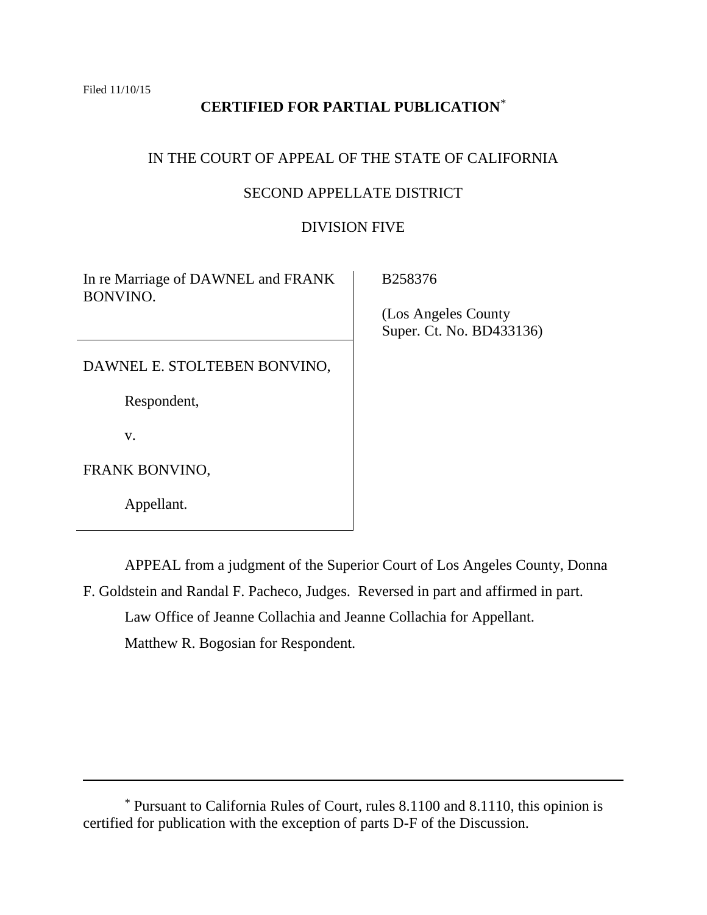Filed 11/10/15

**CERTIFIED FOR PARTIAL PUBLICATION***

IN THE COURT OF APPEAL OF THE STATE OF CALIFORNIA

SECOND APPELLATE DISTRICT

DIVISION FIVE

| | |
|---|---|
| In re Marriage of DAWNEL and FRANK BONVINO. | B258376 |
| | (Los Angeles County Super. Ct. No. BD433136) |
| DAWNEL E. STOLTEBEN BONVINO, | |
| Respondent, | |
| v. | |
| FRANK BONVINO, | |
| Appellant. | |

APPEAL from a judgment of the Superior Court of Los Angeles County, Donna F. Goldstein and Randal F. Pacheco, Judges. Reversed in part and affirmed in part.

Law Office of Jeanne Collachia and Jeanne Collachia for Appellant.

Matthew R. Bogosian for Respondent.

---

* Pursuant to California Rules of Court, rules 8.1100 and 8.1110, this opinion is certified for publication with the exception of parts D-F of the Discussion.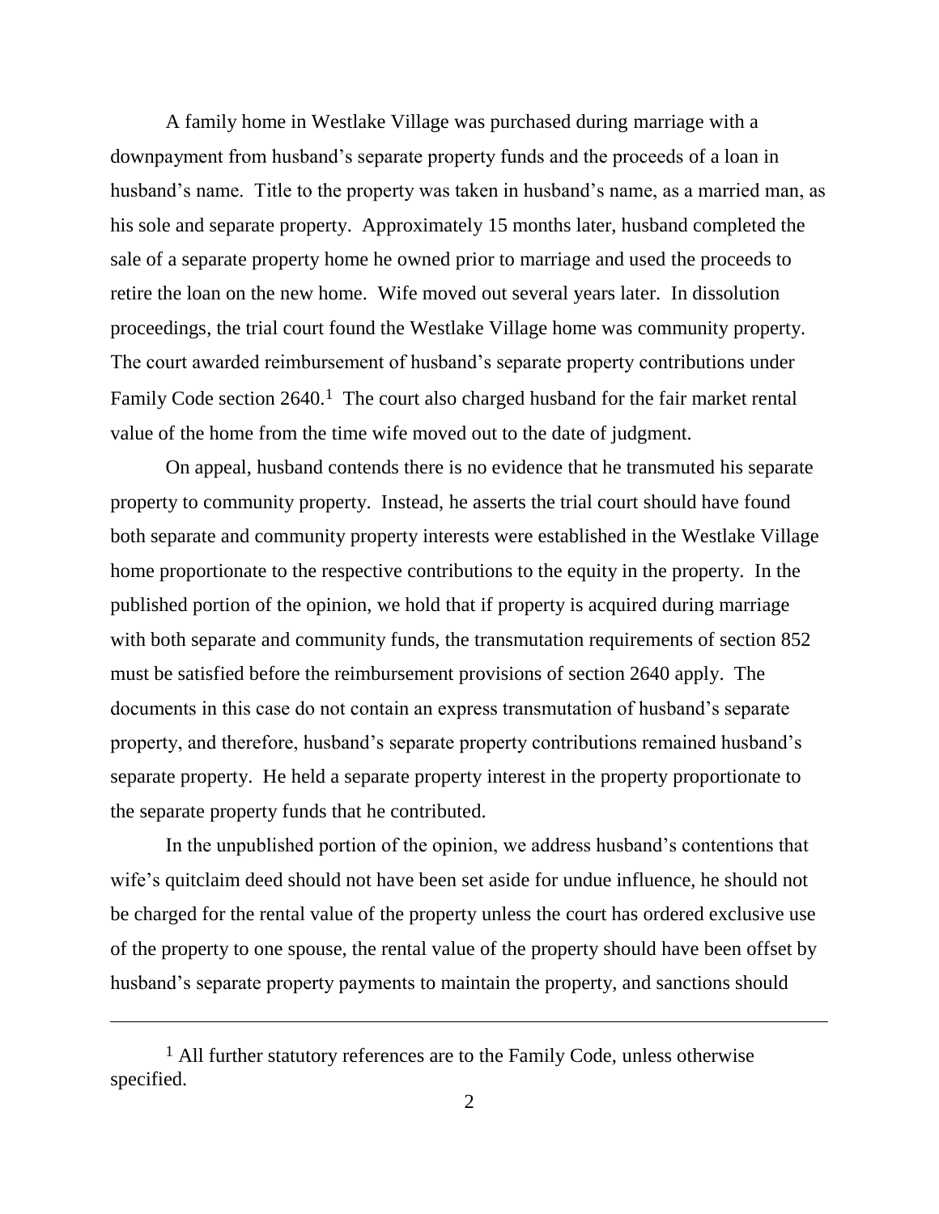A family home in Westlake Village was purchased during marriage with a downpayment from husband's separate property funds and the proceeds of a loan in husband's name. Title to the property was taken in husband's name, as a married man, as his sole and separate property. Approximately 15 months later, husband completed the sale of a separate property home he owned prior to marriage and used the proceeds to retire the loan on the new home. Wife moved out several years later. In dissolution proceedings, the trial court found the Westlake Village home was community property. The court awarded reimbursement of husband's separate property contributions under Family Code section 2640.[1] The court also charged husband for the fair market rental value of the home from the time wife moved out to the date of judgment.

On appeal, husband contends there is no evidence that he transmuted his separate property to community property. Instead, he asserts the trial court should have found both separate and community property interests were established in the Westlake Village home proportionate to the respective contributions to the equity in the property. In the published portion of the opinion, we hold that if property is acquired during marriage with both separate and community funds, the transmutation requirements of section 852 must be satisfied before the reimbursement provisions of section 2640 apply. The documents in this case do not contain an express transmutation of husband's separate property, and therefore, husband's separate property contributions remained husband's separate property. He held a separate property interest in the property proportionate to the separate property funds that he contributed.

In the unpublished portion of the opinion, we address husband's contentions that wife's quitclaim deed should not have been set aside for undue influence, he should not be charged for the rental value of the property unless the court has ordered exclusive use of the property to one spouse, the rental value of the property should have been offset by husband's separate property payments to maintain the property, and sanctions should

---

[1] All further statutory references are to the Family Code, unless otherwise specified.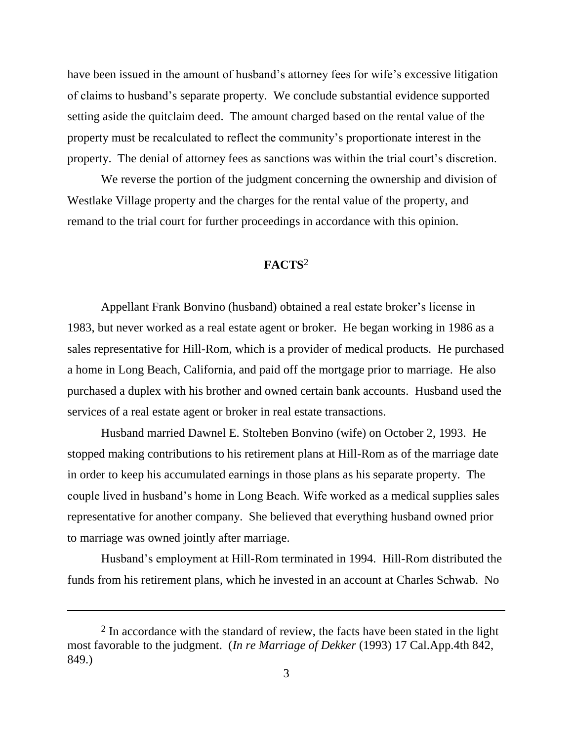have been issued in the amount of husband's attorney fees for wife's excessive litigation of claims to husband's separate property. We conclude substantial evidence supported setting aside the quitclaim deed. The amount charged based on the rental value of the property must be recalculated to reflect the community's proportionate interest in the property. The denial of attorney fees as sanctions was within the trial court's discretion.

We reverse the portion of the judgment concerning the ownership and division of Westlake Village property and the charges for the rental value of the property, and remand to the trial court for further proceedings in accordance with this opinion.

## FACTS[2]

Appellant Frank Bonvino (husband) obtained a real estate broker's license in 1983, but never worked as a real estate agent or broker. He began working in 1986 as a sales representative for Hill-Rom, which is a provider of medical products. He purchased a home in Long Beach, California, and paid off the mortgage prior to marriage. He also purchased a duplex with his brother and owned certain bank accounts. Husband used the services of a real estate agent or broker in real estate transactions.

Husband married Dawnel E. Stolteben Bonvino (wife) on October 2, 1993. He stopped making contributions to his retirement plans at Hill-Rom as of the marriage date in order to keep his accumulated earnings in those plans as his separate property. The couple lived in husband's home in Long Beach. Wife worked as a medical supplies sales representative for another company. She believed that everything husband owned prior to marriage was owned jointly after marriage.

Husband's employment at Hill-Rom terminated in 1994. Hill-Rom distributed the funds from his retirement plans, which he invested in an account at Charles Schwab. No

---

[2] In accordance with the standard of review, the facts have been stated in the light most favorable to the judgment. (*In re Marriage of Dekker* (1993) 17 Cal.App.4th 842, 849.)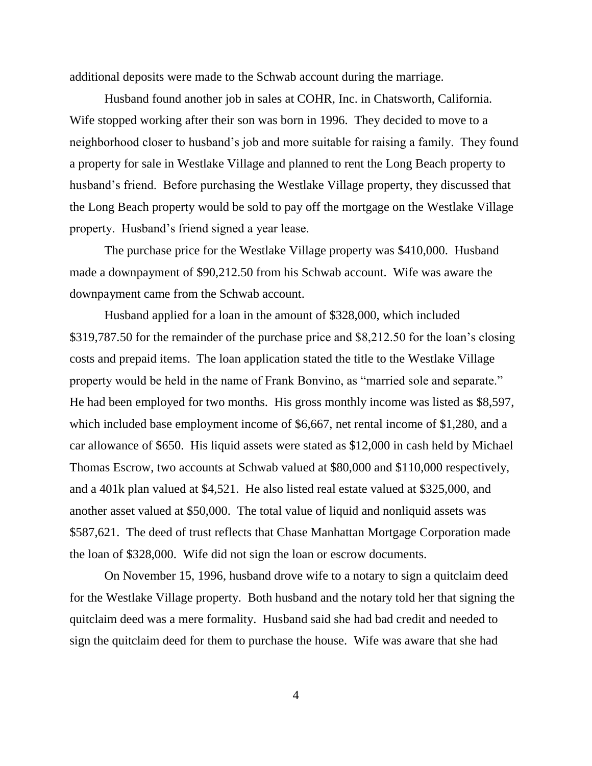additional deposits were made to the Schwab account during the marriage.

Husband found another job in sales at COHR, Inc. in Chatsworth, California. Wife stopped working after their son was born in 1996. They decided to move to a neighborhood closer to husband's job and more suitable for raising a family. They found a property for sale in Westlake Village and planned to rent the Long Beach property to husband's friend. Before purchasing the Westlake Village property, they discussed that the Long Beach property would be sold to pay off the mortgage on the Westlake Village property. Husband's friend signed a year lease.

The purchase price for the Westlake Village property was $410,000. Husband made a downpayment of $90,212.50 from his Schwab account. Wife was aware the downpayment came from the Schwab account.

Husband applied for a loan in the amount of $328,000, which included $319,787.50 for the remainder of the purchase price and $8,212.50 for the loan's closing costs and prepaid items. The loan application stated the title to the Westlake Village property would be held in the name of Frank Bonvino, as "married sole and separate." He had been employed for two months. His gross monthly income was listed as $8,597, which included base employment income of $6,667, net rental income of $1,280, and a car allowance of $650. His liquid assets were stated as $12,000 in cash held by Michael Thomas Escrow, two accounts at Schwab valued at $80,000 and $110,000 respectively, and a 401k plan valued at $4,521. He also listed real estate valued at $325,000, and another asset valued at $50,000. The total value of liquid and nonliquid assets was $587,621. The deed of trust reflects that Chase Manhattan Mortgage Corporation made the loan of $328,000. Wife did not sign the loan or escrow documents.

On November 15, 1996, husband drove wife to a notary to sign a quitclaim deed for the Westlake Village property. Both husband and the notary told her that signing the quitclaim deed was a mere formality. Husband said she had bad credit and needed to sign the quitclaim deed for them to purchase the house. Wife was aware that she had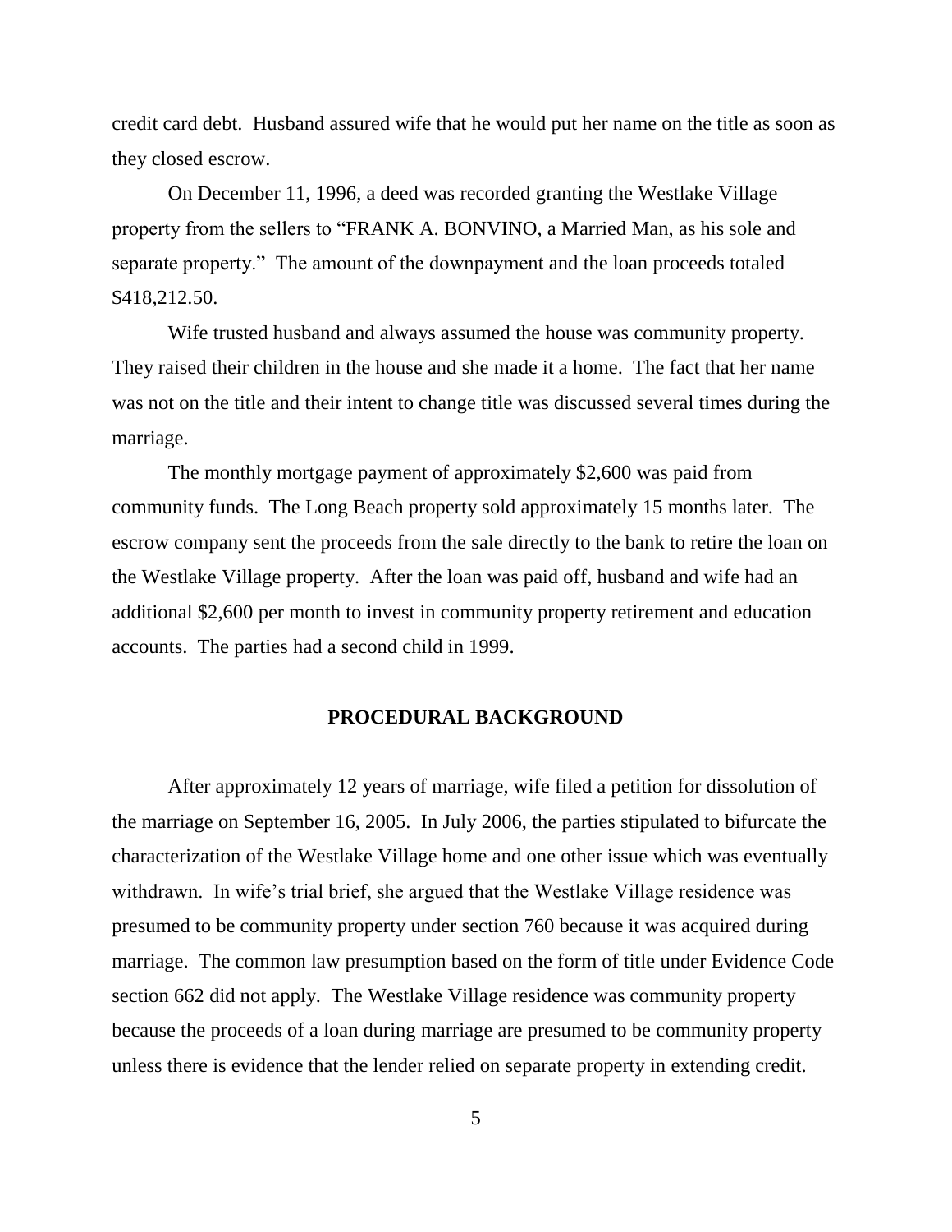credit card debt. Husband assured wife that he would put her name on the title as soon as they closed escrow.

On December 11, 1996, a deed was recorded granting the Westlake Village property from the sellers to "FRANK A. BONVINO, a Married Man, as his sole and separate property." The amount of the downpayment and the loan proceeds totaled $418,212.50.

Wife trusted husband and always assumed the house was community property. They raised their children in the house and she made it a home. The fact that her name was not on the title and their intent to change title was discussed several times during the marriage.

The monthly mortgage payment of approximately $2,600 was paid from community funds. The Long Beach property sold approximately 15 months later. The escrow company sent the proceeds from the sale directly to the bank to retire the loan on the Westlake Village property. After the loan was paid off, husband and wife had an additional $2,600 per month to invest in community property retirement and education accounts. The parties had a second child in 1999.

## PROCEDURAL BACKGROUND

After approximately 12 years of marriage, wife filed a petition for dissolution of the marriage on September 16, 2005. In July 2006, the parties stipulated to bifurcate the characterization of the Westlake Village home and one other issue which was eventually withdrawn. In wife's trial brief, she argued that the Westlake Village residence was presumed to be community property under section 760 because it was acquired during marriage. The common law presumption based on the form of title under Evidence Code section 662 did not apply. The Westlake Village residence was community property because the proceeds of a loan during marriage are presumed to be community property unless there is evidence that the lender relied on separate property in extending credit.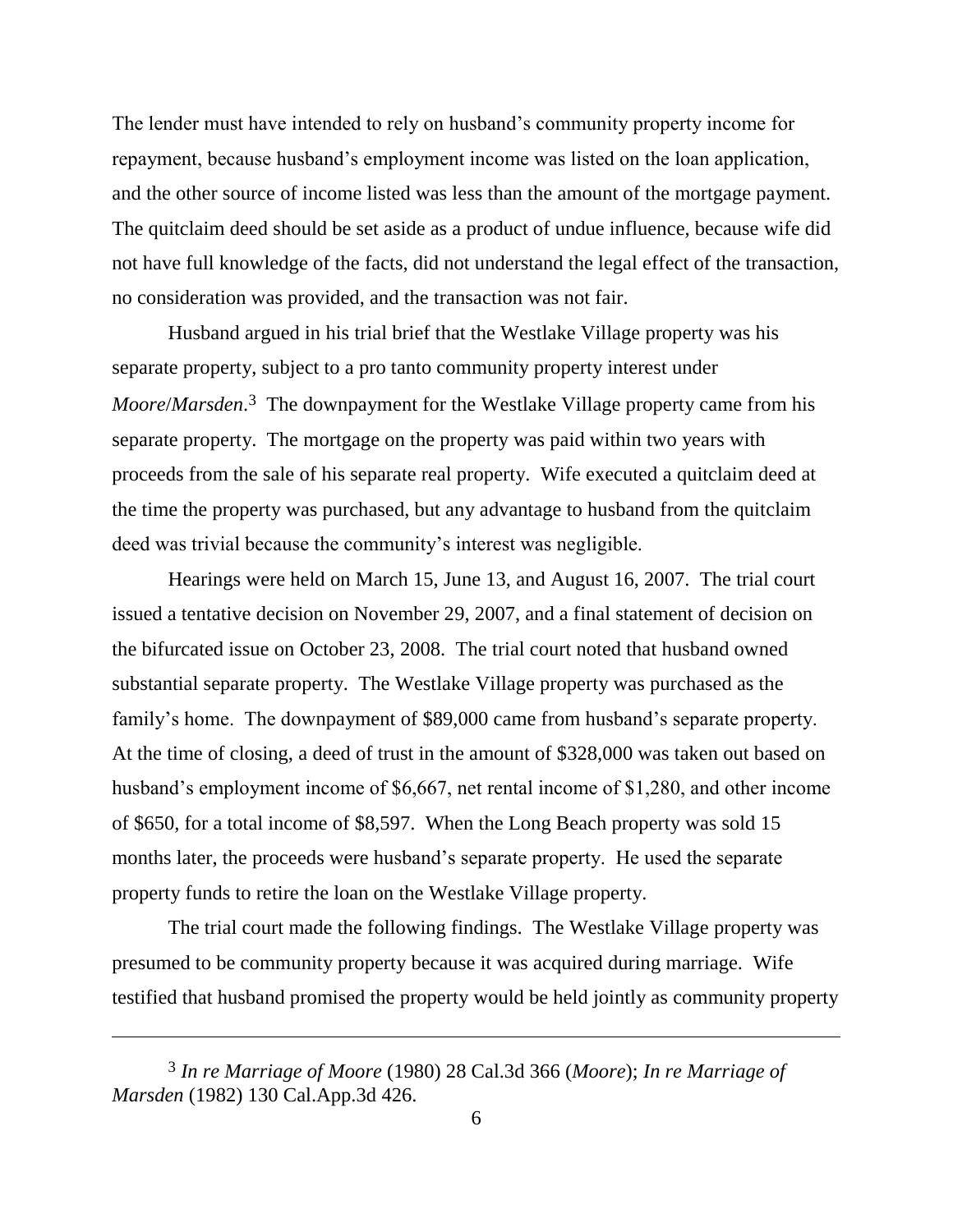The lender must have intended to rely on husband's community property income for repayment, because husband's employment income was listed on the loan application, and the other source of income listed was less than the amount of the mortgage payment. The quitclaim deed should be set aside as a product of undue influence, because wife did not have full knowledge of the facts, did not understand the legal effect of the transaction, no consideration was provided, and the transaction was not fair.

Husband argued in his trial brief that the Westlake Village property was his separate property, subject to a pro tanto community property interest under *Moore*/*Marsden*.[3] The downpayment for the Westlake Village property came from his separate property. The mortgage on the property was paid within two years with proceeds from the sale of his separate real property. Wife executed a quitclaim deed at the time the property was purchased, but any advantage to husband from the quitclaim deed was trivial because the community's interest was negligible.

Hearings were held on March 15, June 13, and August 16, 2007. The trial court issued a tentative decision on November 29, 2007, and a final statement of decision on the bifurcated issue on October 23, 2008. The trial court noted that husband owned substantial separate property. The Westlake Village property was purchased as the family's home. The downpayment of $89,000 came from husband's separate property. At the time of closing, a deed of trust in the amount of $328,000 was taken out based on husband's employment income of $6,667, net rental income of $1,280, and other income of $650, for a total income of $8,597. When the Long Beach property was sold 15 months later, the proceeds were husband's separate property. He used the separate property funds to retire the loan on the Westlake Village property.

The trial court made the following findings. The Westlake Village property was presumed to be community property because it was acquired during marriage. Wife testified that husband promised the property would be held jointly as community property

---

[3] *In re Marriage of Moore* (1980) 28 Cal.3d 366 (*Moore*); *In re Marriage of Marsden* (1982) 130 Cal.App.3d 426.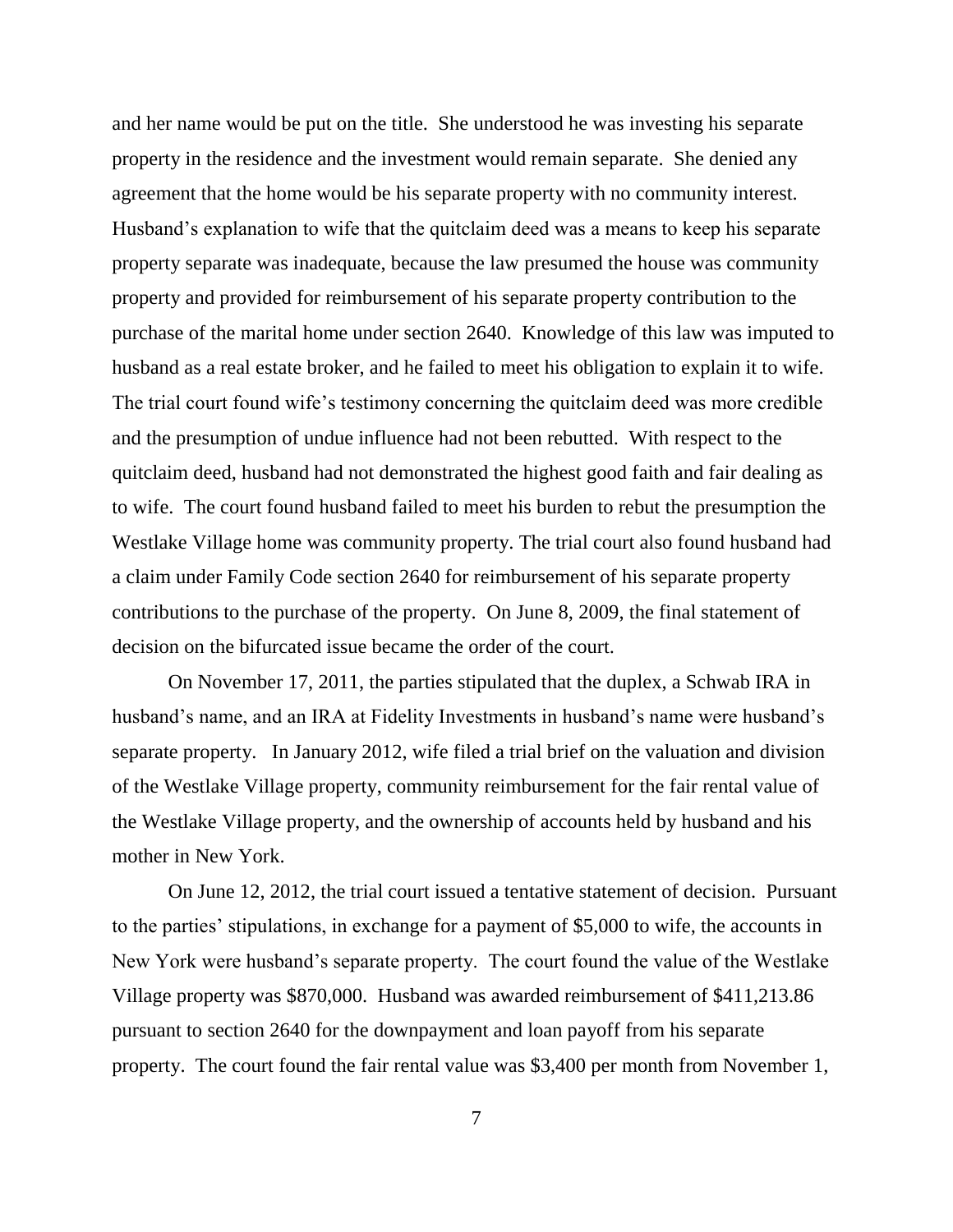and her name would be put on the title. She understood he was investing his separate property in the residence and the investment would remain separate. She denied any agreement that the home would be his separate property with no community interest. Husband's explanation to wife that the quitclaim deed was a means to keep his separate property separate was inadequate, because the law presumed the house was community property and provided for reimbursement of his separate property contribution to the purchase of the marital home under section 2640. Knowledge of this law was imputed to husband as a real estate broker, and he failed to meet his obligation to explain it to wife. The trial court found wife's testimony concerning the quitclaim deed was more credible and the presumption of undue influence had not been rebutted. With respect to the quitclaim deed, husband had not demonstrated the highest good faith and fair dealing as to wife. The court found husband failed to meet his burden to rebut the presumption the Westlake Village home was community property. The trial court also found husband had a claim under Family Code section 2640 for reimbursement of his separate property contributions to the purchase of the property. On June 8, 2009, the final statement of decision on the bifurcated issue became the order of the court.

On November 17, 2011, the parties stipulated that the duplex, a Schwab IRA in husband's name, and an IRA at Fidelity Investments in husband's name were husband's separate property. In January 2012, wife filed a trial brief on the valuation and division of the Westlake Village property, community reimbursement for the fair rental value of the Westlake Village property, and the ownership of accounts held by husband and his mother in New York.

On June 12, 2012, the trial court issued a tentative statement of decision. Pursuant to the parties' stipulations, in exchange for a payment of $5,000 to wife, the accounts in New York were husband's separate property. The court found the value of the Westlake Village property was $870,000. Husband was awarded reimbursement of $411,213.86 pursuant to section 2640 for the downpayment and loan payoff from his separate property. The court found the fair rental value was $3,400 per month from November 1,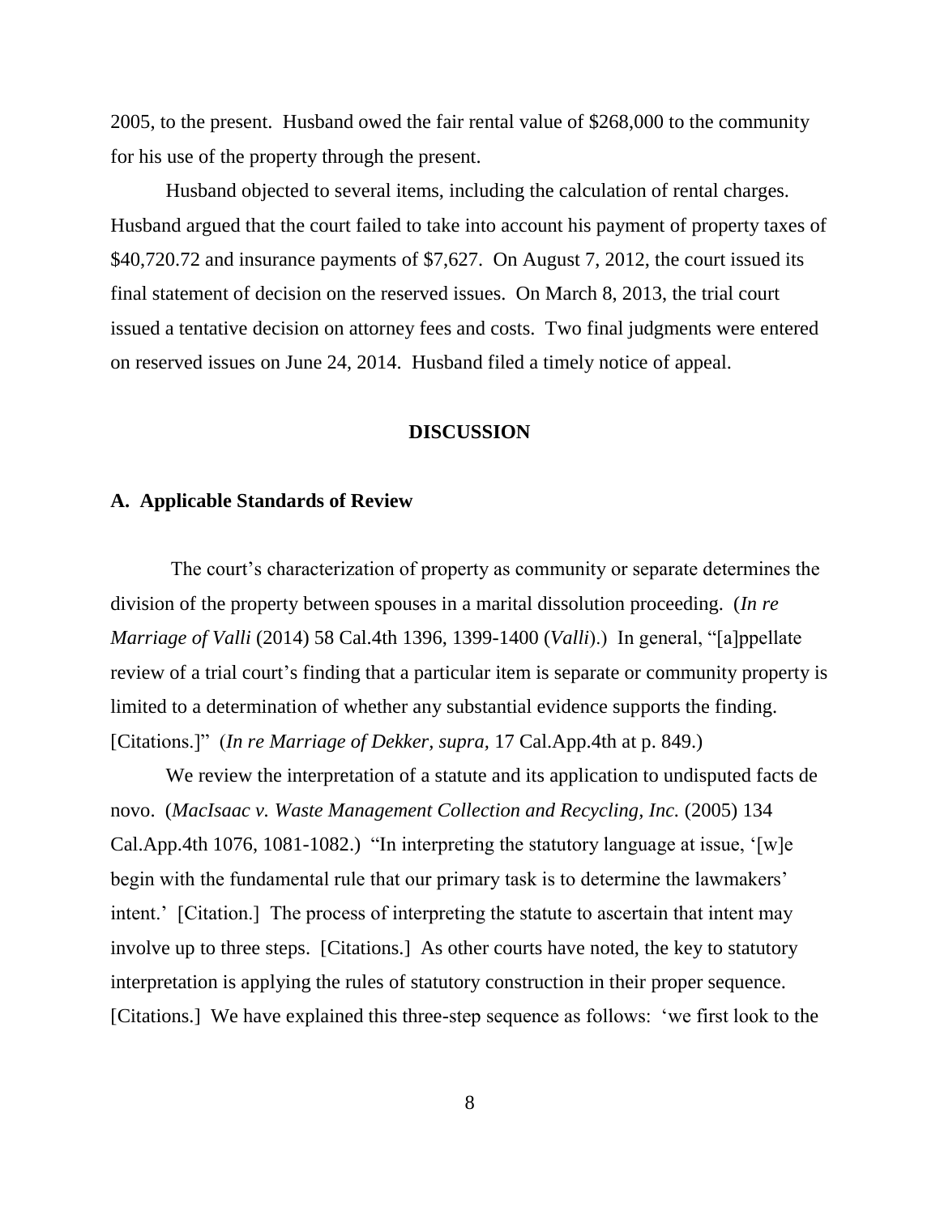2005, to the present. Husband owed the fair rental value of $268,000 to the community for his use of the property through the present.

Husband objected to several items, including the calculation of rental charges. Husband argued that the court failed to take into account his payment of property taxes of $40,720.72 and insurance payments of $7,627. On August 7, 2012, the court issued its final statement of decision on the reserved issues. On March 8, 2013, the trial court issued a tentative decision on attorney fees and costs. Two final judgments were entered on reserved issues on June 24, 2014. Husband filed a timely notice of appeal.

## DISCUSSION

### A. Applicable Standards of Review

The court's characterization of property as community or separate determines the division of the property between spouses in a marital dissolution proceeding. (*In re Marriage of Valli* (2014) 58 Cal.4th 1396, 1399-1400 (*Valli*).) In general, "[a]ppellate review of a trial court's finding that a particular item is separate or community property is limited to a determination of whether any substantial evidence supports the finding. [Citations.]" (*In re Marriage of Dekker, supra,* 17 Cal.App.4th at p. 849.)

We review the interpretation of a statute and its application to undisputed facts de novo. (*MacIsaac v. Waste Management Collection and Recycling, Inc.* (2005) 134 Cal.App.4th 1076, 1081-1082.) "In interpreting the statutory language at issue, '[w]e begin with the fundamental rule that our primary task is to determine the lawmakers' intent.' [Citation.] The process of interpreting the statute to ascertain that intent may involve up to three steps. [Citations.] As other courts have noted, the key to statutory interpretation is applying the rules of statutory construction in their proper sequence. [Citations.] We have explained this three-step sequence as follows: 'we first look to the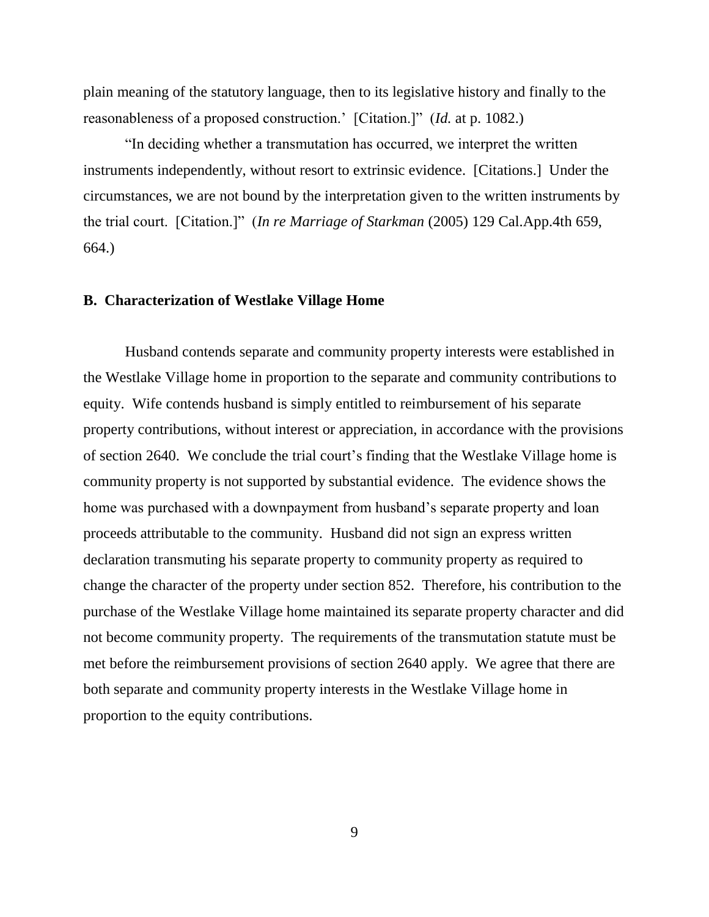plain meaning of the statutory language, then to its legislative history and finally to the reasonableness of a proposed construction.' [Citation.]" (*Id.* at p. 1082.)

"In deciding whether a transmutation has occurred, we interpret the written instruments independently, without resort to extrinsic evidence. [Citations.] Under the circumstances, we are not bound by the interpretation given to the written instruments by the trial court. [Citation.]" (*In re Marriage of Starkman* (2005) 129 Cal.App.4th 659, 664.)

### B. Characterization of Westlake Village Home

Husband contends separate and community property interests were established in the Westlake Village home in proportion to the separate and community contributions to equity. Wife contends husband is simply entitled to reimbursement of his separate property contributions, without interest or appreciation, in accordance with the provisions of section 2640. We conclude the trial court's finding that the Westlake Village home is community property is not supported by substantial evidence. The evidence shows the home was purchased with a downpayment from husband's separate property and loan proceeds attributable to the community. Husband did not sign an express written declaration transmuting his separate property to community property as required to change the character of the property under section 852. Therefore, his contribution to the purchase of the Westlake Village home maintained its separate property character and did not become community property. The requirements of the transmutation statute must be met before the reimbursement provisions of section 2640 apply. We agree that there are both separate and community property interests in the Westlake Village home in proportion to the equity contributions.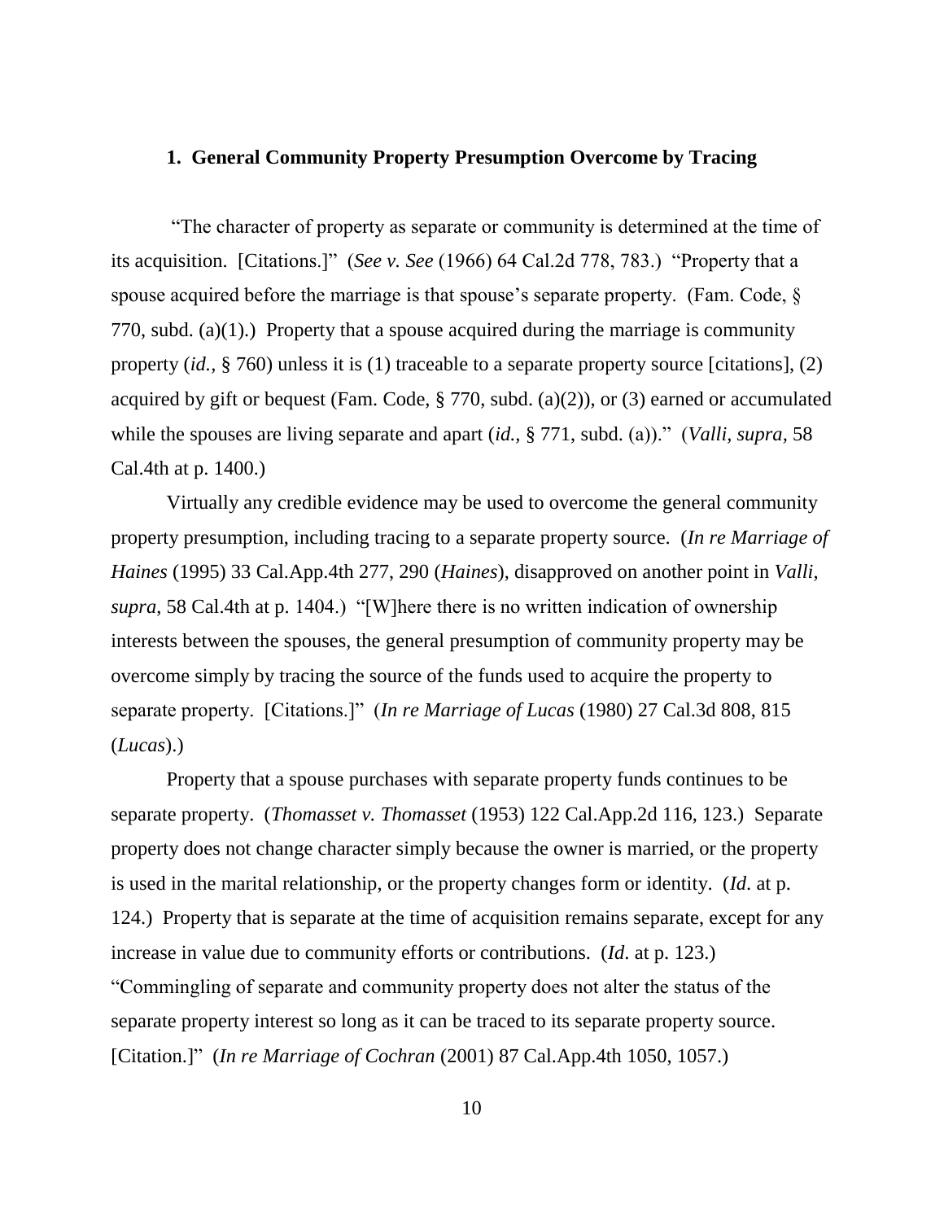### 1. General Community Property Presumption Overcome by Tracing

"The character of property as separate or community is determined at the time of its acquisition. [Citations.]" (*See v. See* (1966) 64 Cal.2d 778, 783.) "Property that a spouse acquired before the marriage is that spouse's separate property. (Fam. Code, § 770, subd. (a)(1).) Property that a spouse acquired during the marriage is community property (*id.*, § 760) unless it is (1) traceable to a separate property source [citations], (2) acquired by gift or bequest (Fam. Code, § 770, subd. (a)(2)), or (3) earned or accumulated while the spouses are living separate and apart (*id.*, § 771, subd. (a))." (*Valli, supra*, 58 Cal.4th at p. 1400.)

Virtually any credible evidence may be used to overcome the general community property presumption, including tracing to a separate property source. (*In re Marriage of Haines* (1995) 33 Cal.App.4th 277, 290 (*Haines*), disapproved on another point in *Valli*, *supra*, 58 Cal.4th at p. 1404.) "[W]here there is no written indication of ownership interests between the spouses, the general presumption of community property may be overcome simply by tracing the source of the funds used to acquire the property to separate property. [Citations.]" (*In re Marriage of Lucas* (1980) 27 Cal.3d 808, 815 (*Lucas*).)

Property that a spouse purchases with separate property funds continues to be separate property. (*Thomasset v. Thomasset* (1953) 122 Cal.App.2d 116, 123.) Separate property does not change character simply because the owner is married, or the property is used in the marital relationship, or the property changes form or identity. (*Id*. at p. 124.) Property that is separate at the time of acquisition remains separate, except for any increase in value due to community efforts or contributions. (*Id*. at p. 123.) "Commingling of separate and community property does not alter the status of the separate property interest so long as it can be traced to its separate property source. [Citation.]" (*In re Marriage of Cochran* (2001) 87 Cal.App.4th 1050, 1057.)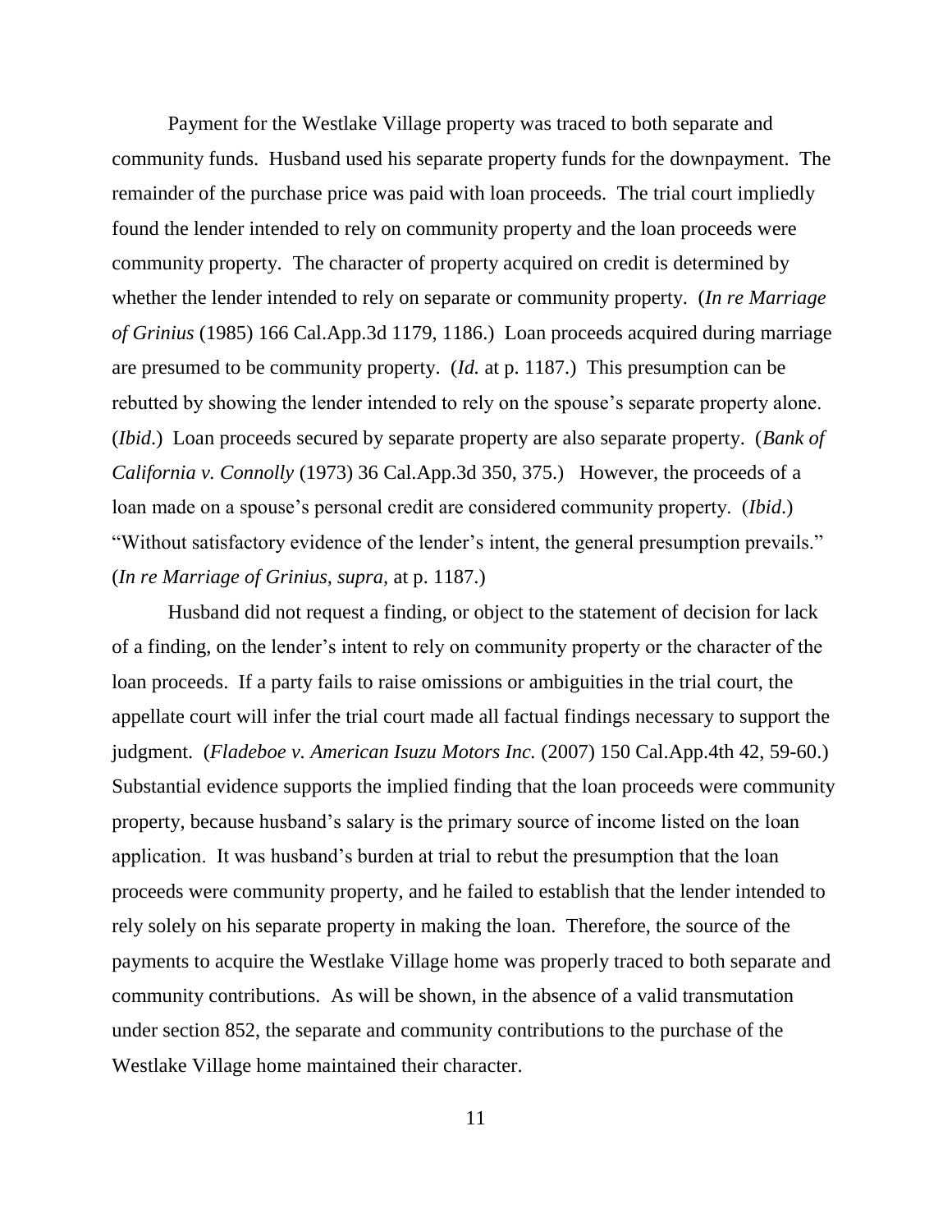Payment for the Westlake Village property was traced to both separate and community funds. Husband used his separate property funds for the downpayment. The remainder of the purchase price was paid with loan proceeds. The trial court impliedly found the lender intended to rely on community property and the loan proceeds were community property. The character of property acquired on credit is determined by whether the lender intended to rely on separate or community property. (*In re Marriage of Grinius* (1985) 166 Cal.App.3d 1179, 1186.) Loan proceeds acquired during marriage are presumed to be community property. (*Id.* at p. 1187.) This presumption can be rebutted by showing the lender intended to rely on the spouse's separate property alone. (*Ibid*.) Loan proceeds secured by separate property are also separate property. (*Bank of California v. Connolly* (1973) 36 Cal.App.3d 350, 375.) However, the proceeds of a loan made on a spouse's personal credit are considered community property. (*Ibid*.) "Without satisfactory evidence of the lender's intent, the general presumption prevails." (*In re Marriage of Grinius, supra,* at p. 1187.)

Husband did not request a finding, or object to the statement of decision for lack of a finding, on the lender's intent to rely on community property or the character of the loan proceeds. If a party fails to raise omissions or ambiguities in the trial court, the appellate court will infer the trial court made all factual findings necessary to support the judgment. (*Fladeboe v. American Isuzu Motors Inc.* (2007) 150 Cal.App.4th 42, 59-60.) Substantial evidence supports the implied finding that the loan proceeds were community property, because husband's salary is the primary source of income listed on the loan application. It was husband's burden at trial to rebut the presumption that the loan proceeds were community property, and he failed to establish that the lender intended to rely solely on his separate property in making the loan. Therefore, the source of the payments to acquire the Westlake Village home was properly traced to both separate and community contributions. As will be shown, in the absence of a valid transmutation under section 852, the separate and community contributions to the purchase of the Westlake Village home maintained their character.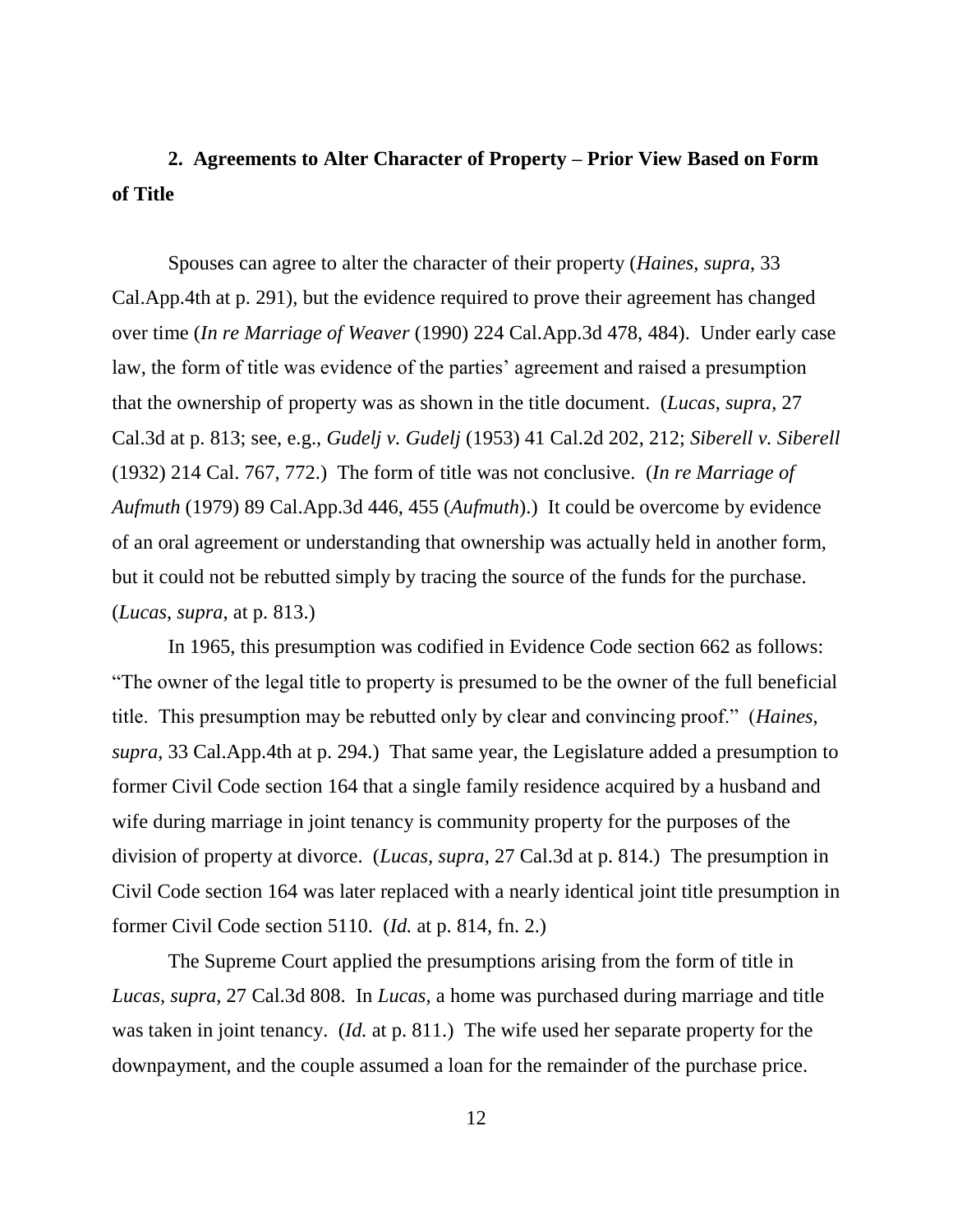## **2. Agreements to Alter Character of Property – Prior View Based on Form of Title**

Spouses can agree to alter the character of their property (*Haines*, *supra*, 33 Cal.App.4th at p. 291), but the evidence required to prove their agreement has changed over time (*In re Marriage of Weaver* (1990) 224 Cal.App.3d 478, 484). Under early case law, the form of title was evidence of the parties' agreement and raised a presumption that the ownership of property was as shown in the title document. (*Lucas*, *supra*, 27 Cal.3d at p. 813; see, e.g., *Gudelj v. Gudelj* (1953) 41 Cal.2d 202, 212; *Siberell v. Siberell* (1932) 214 Cal. 767, 772.) The form of title was not conclusive. (*In re Marriage of Aufmuth* (1979) 89 Cal.App.3d 446, 455 (*Aufmuth*).) It could be overcome by evidence of an oral agreement or understanding that ownership was actually held in another form, but it could not be rebutted simply by tracing the source of the funds for the purchase. (*Lucas*, *supra*, at p. 813.)

In 1965, this presumption was codified in Evidence Code section 662 as follows: "The owner of the legal title to property is presumed to be the owner of the full beneficial title. This presumption may be rebutted only by clear and convincing proof." (*Haines*, *supra*, 33 Cal.App.4th at p. 294.) That same year, the Legislature added a presumption to former Civil Code section 164 that a single family residence acquired by a husband and wife during marriage in joint tenancy is community property for the purposes of the division of property at divorce. (*Lucas, supra*, 27 Cal.3d at p. 814.) The presumption in Civil Code section 164 was later replaced with a nearly identical joint title presumption in former Civil Code section 5110. (*Id.* at p. 814, fn. 2.)

The Supreme Court applied the presumptions arising from the form of title in *Lucas, supra*, 27 Cal.3d 808. In *Lucas,* a home was purchased during marriage and title was taken in joint tenancy. (*Id.* at p. 811.) The wife used her separate property for the downpayment, and the couple assumed a loan for the remainder of the purchase price.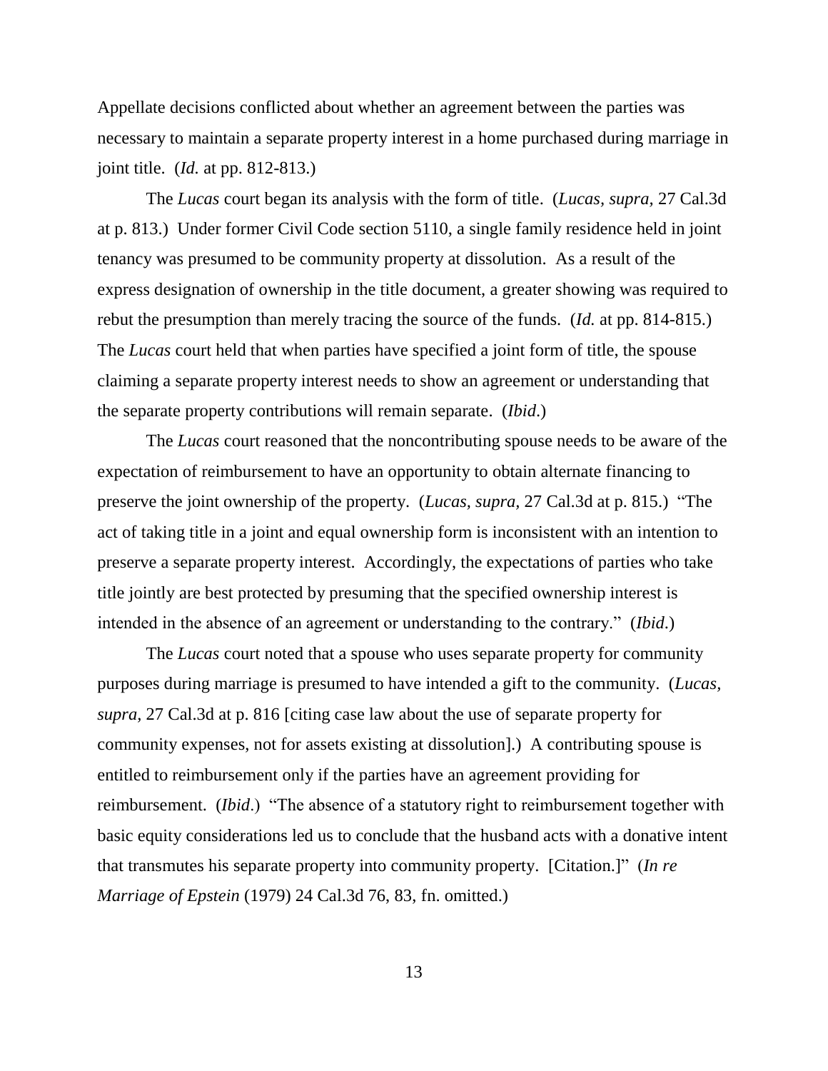Appellate decisions conflicted about whether an agreement between the parties was necessary to maintain a separate property interest in a home purchased during marriage in joint title. (*Id.* at pp. 812-813.)

The *Lucas* court began its analysis with the form of title. (*Lucas*, *supra*, 27 Cal.3d at p. 813.) Under former Civil Code section 5110, a single family residence held in joint tenancy was presumed to be community property at dissolution. As a result of the express designation of ownership in the title document, a greater showing was required to rebut the presumption than merely tracing the source of the funds. (*Id.* at pp. 814-815.) The *Lucas* court held that when parties have specified a joint form of title, the spouse claiming a separate property interest needs to show an agreement or understanding that the separate property contributions will remain separate. (*Ibid*.)

The *Lucas* court reasoned that the noncontributing spouse needs to be aware of the expectation of reimbursement to have an opportunity to obtain alternate financing to preserve the joint ownership of the property. (*Lucas, supra,* 27 Cal.3d at p. 815.) "The act of taking title in a joint and equal ownership form is inconsistent with an intention to preserve a separate property interest. Accordingly, the expectations of parties who take title jointly are best protected by presuming that the specified ownership interest is intended in the absence of an agreement or understanding to the contrary." (*Ibid*.)

The *Lucas* court noted that a spouse who uses separate property for community purposes during marriage is presumed to have intended a gift to the community. (*Lucas, supra,* 27 Cal.3d at p. 816 [citing case law about the use of separate property for community expenses, not for assets existing at dissolution].) A contributing spouse is entitled to reimbursement only if the parties have an agreement providing for reimbursement. (*Ibid*.) "The absence of a statutory right to reimbursement together with basic equity considerations led us to conclude that the husband acts with a donative intent that transmutes his separate property into community property. [Citation.]" (*In re Marriage of Epstein* (1979) 24 Cal.3d 76, 83, fn. omitted.)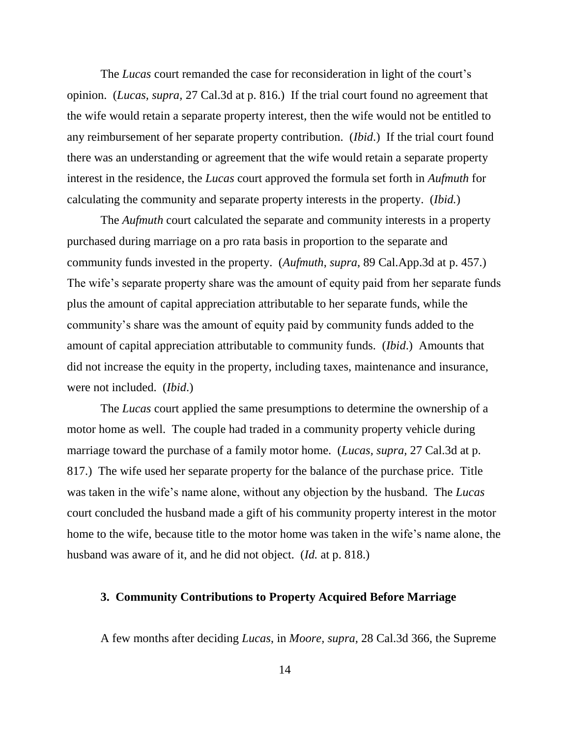The *Lucas* court remanded the case for reconsideration in light of the court's opinion. (*Lucas*, *supra*, 27 Cal.3d at p. 816.) If the trial court found no agreement that the wife would retain a separate property interest, then the wife would not be entitled to any reimbursement of her separate property contribution. (*Ibid*.) If the trial court found there was an understanding or agreement that the wife would retain a separate property interest in the residence, the *Lucas* court approved the formula set forth in *Aufmuth* for calculating the community and separate property interests in the property. (*Ibid.*)

The *Aufmuth* court calculated the separate and community interests in a property purchased during marriage on a pro rata basis in proportion to the separate and community funds invested in the property. (*Aufmuth*, *supra*, 89 Cal.App.3d at p. 457.) The wife's separate property share was the amount of equity paid from her separate funds plus the amount of capital appreciation attributable to her separate funds, while the community's share was the amount of equity paid by community funds added to the amount of capital appreciation attributable to community funds. (*Ibid*.) Amounts that did not increase the equity in the property, including taxes, maintenance and insurance, were not included. (*Ibid*.)

The *Lucas* court applied the same presumptions to determine the ownership of a motor home as well. The couple had traded in a community property vehicle during marriage toward the purchase of a family motor home. (*Lucas, supra*, 27 Cal.3d at p. 817.) The wife used her separate property for the balance of the purchase price. Title was taken in the wife's name alone, without any objection by the husband. The *Lucas* court concluded the husband made a gift of his community property interest in the motor home to the wife, because title to the motor home was taken in the wife's name alone, the husband was aware of it, and he did not object. (*Id.* at p. 818.)

### 3. Community Contributions to Property Acquired Before Marriage

A few months after deciding *Lucas*, in *Moore, supra,* 28 Cal.3d 366, the Supreme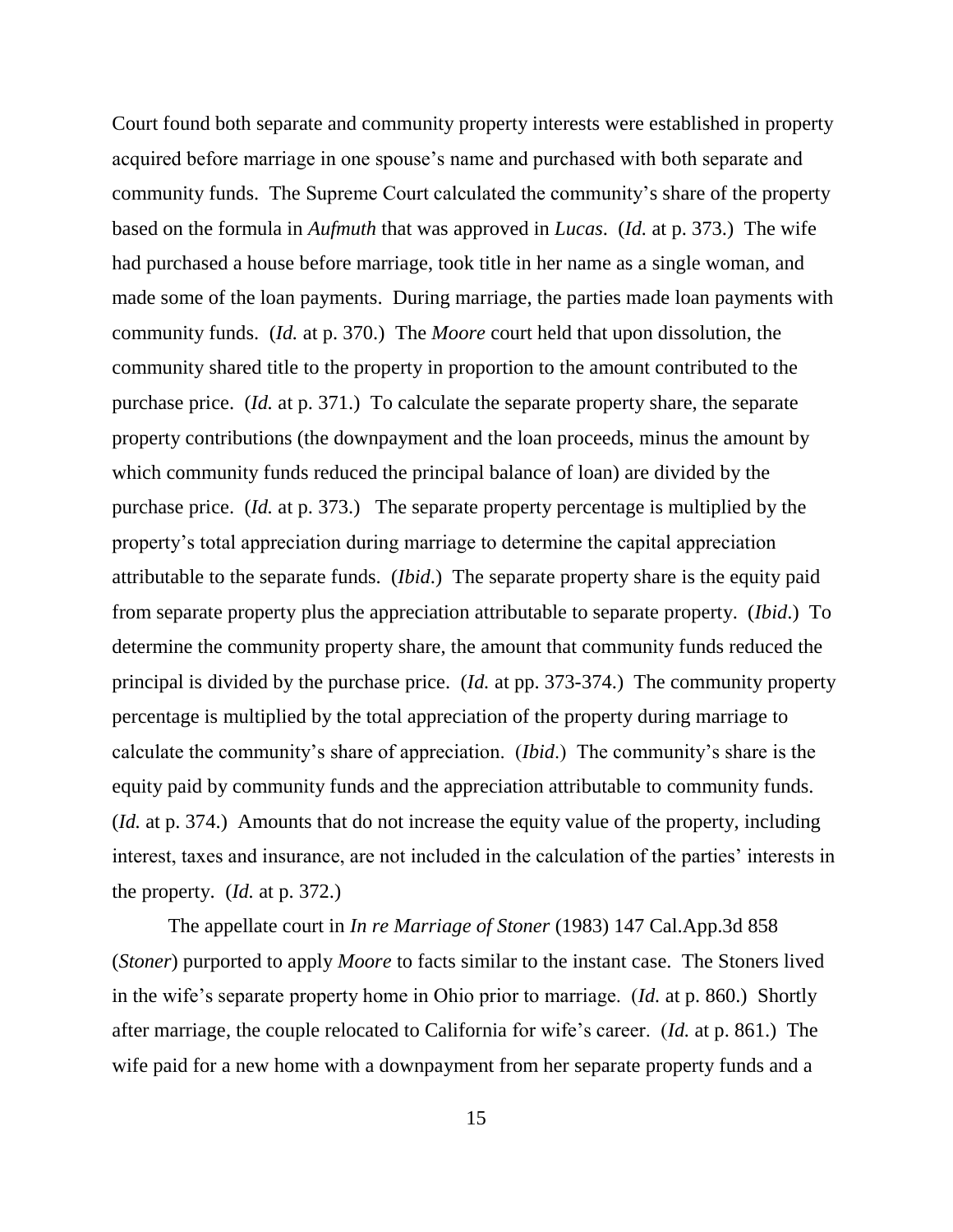Court found both separate and community property interests were established in property acquired before marriage in one spouse's name and purchased with both separate and community funds. The Supreme Court calculated the community's share of the property based on the formula in *Aufmuth* that was approved in *Lucas*. (*Id.* at p. 373.) The wife had purchased a house before marriage, took title in her name as a single woman, and made some of the loan payments. During marriage, the parties made loan payments with community funds. (*Id.* at p. 370.) The *Moore* court held that upon dissolution, the community shared title to the property in proportion to the amount contributed to the purchase price. (*Id.* at p. 371.) To calculate the separate property share, the separate property contributions (the downpayment and the loan proceeds, minus the amount by which community funds reduced the principal balance of loan) are divided by the purchase price. (*Id.* at p. 373.) The separate property percentage is multiplied by the property's total appreciation during marriage to determine the capital appreciation attributable to the separate funds. (*Ibid*.) The separate property share is the equity paid from separate property plus the appreciation attributable to separate property. (*Ibid*.) To determine the community property share, the amount that community funds reduced the principal is divided by the purchase price. (*Id.* at pp. 373-374.) The community property percentage is multiplied by the total appreciation of the property during marriage to calculate the community's share of appreciation. (*Ibid*.) The community's share is the equity paid by community funds and the appreciation attributable to community funds. (*Id.* at p. 374.) Amounts that do not increase the equity value of the property, including interest, taxes and insurance, are not included in the calculation of the parties' interests in the property. (*Id.* at p. 372.)

The appellate court in *In re Marriage of Stoner* (1983) 147 Cal.App.3d 858 (*Stoner*) purported to apply *Moore* to facts similar to the instant case. The Stoners lived in the wife's separate property home in Ohio prior to marriage. (*Id.* at p. 860.) Shortly after marriage, the couple relocated to California for wife's career. (*Id.* at p. 861.) The wife paid for a new home with a downpayment from her separate property funds and a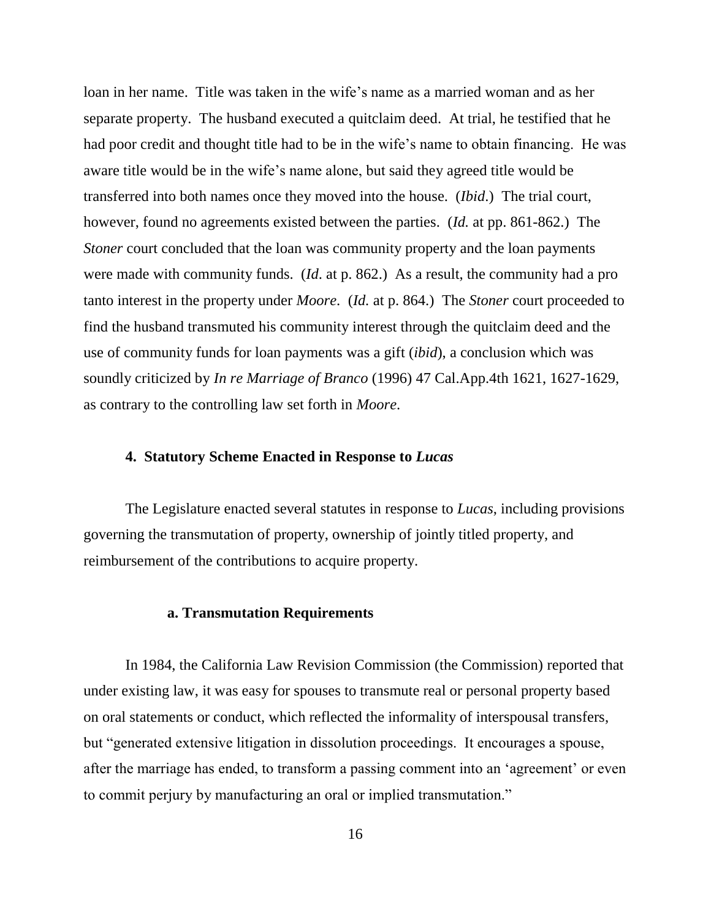loan in her name. Title was taken in the wife's name as a married woman and as her separate property. The husband executed a quitclaim deed. At trial, he testified that he had poor credit and thought title had to be in the wife's name to obtain financing. He was aware title would be in the wife's name alone, but said they agreed title would be transferred into both names once they moved into the house. (*Ibid*.) The trial court, however, found no agreements existed between the parties. (*Id.* at pp. 861-862.) The *Stoner* court concluded that the loan was community property and the loan payments were made with community funds. (*Id*. at p. 862.) As a result, the community had a pro tanto interest in the property under *Moore*. (*Id.* at p. 864.) The *Stoner* court proceeded to find the husband transmuted his community interest through the quitclaim deed and the use of community funds for loan payments was a gift (*ibid*), a conclusion which was soundly criticized by *In re Marriage of Branco* (1996) 47 Cal.App.4th 1621, 1627-1629, as contrary to the controlling law set forth in *Moore*.

**4. Statutory Scheme Enacted in Response to *Lucas***

The Legislature enacted several statutes in response to *Lucas*, including provisions governing the transmutation of property, ownership of jointly titled property, and reimbursement of the contributions to acquire property.

**a. Transmutation Requirements**

In 1984, the California Law Revision Commission (the Commission) reported that under existing law, it was easy for spouses to transmute real or personal property based on oral statements or conduct, which reflected the informality of interspousal transfers, but "generated extensive litigation in dissolution proceedings. It encourages a spouse, after the marriage has ended, to transform a passing comment into an 'agreement' or even to commit perjury by manufacturing an oral or implied transmutation."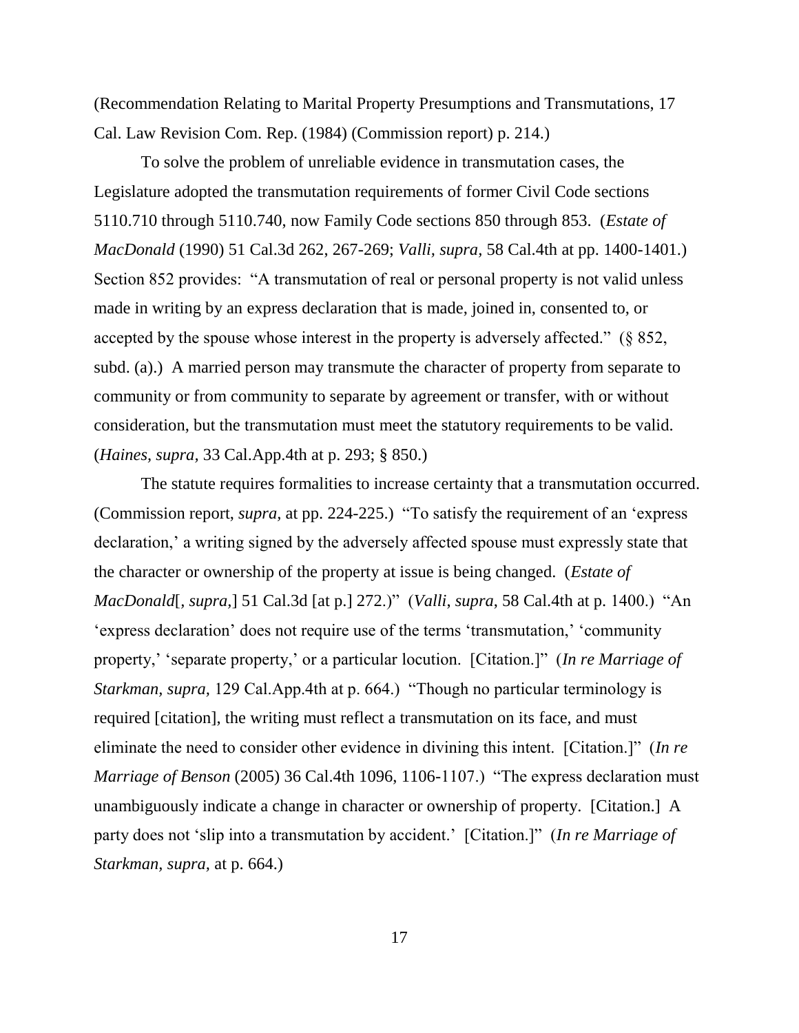(Recommendation Relating to Marital Property Presumptions and Transmutations, 17 Cal. Law Revision Com. Rep. (1984) (Commission report) p. 214.)

To solve the problem of unreliable evidence in transmutation cases, the Legislature adopted the transmutation requirements of former Civil Code sections 5110.710 through 5110.740, now Family Code sections 850 through 853. (*Estate of MacDonald* (1990) 51 Cal.3d 262, 267-269; *Valli*, *supra*, 58 Cal.4th at pp. 1400-1401.) Section 852 provides: "A transmutation of real or personal property is not valid unless made in writing by an express declaration that is made, joined in, consented to, or accepted by the spouse whose interest in the property is adversely affected." (§ 852, subd. (a).) A married person may transmute the character of property from separate to community or from community to separate by agreement or transfer, with or without consideration, but the transmutation must meet the statutory requirements to be valid. (*Haines*, *supra*, 33 Cal.App.4th at p. 293; § 850.)

The statute requires formalities to increase certainty that a transmutation occurred. (Commission report, *supra*, at pp. 224-225.) "To satisfy the requirement of an 'express declaration,' a writing signed by the adversely affected spouse must expressly state that the character or ownership of the property at issue is being changed. (*Estate of MacDonald*[, *supra*,] 51 Cal.3d [at p.] 272.)" (*Valli*, *supra*, 58 Cal.4th at p. 1400.) "An 'express declaration' does not require use of the terms 'transmutation,' 'community property,' 'separate property,' or a particular locution. [Citation.]" (*In re Marriage of Starkman*, *supra*, 129 Cal.App.4th at p. 664.) "Though no particular terminology is required [citation], the writing must reflect a transmutation on its face, and must eliminate the need to consider other evidence in divining this intent. [Citation.]" (*In re Marriage of Benson* (2005) 36 Cal.4th 1096, 1106-1107.) "The express declaration must unambiguously indicate a change in character or ownership of property. [Citation.] A party does not 'slip into a transmutation by accident.' [Citation.]" (*In re Marriage of Starkman*, *supra*, at p. 664.)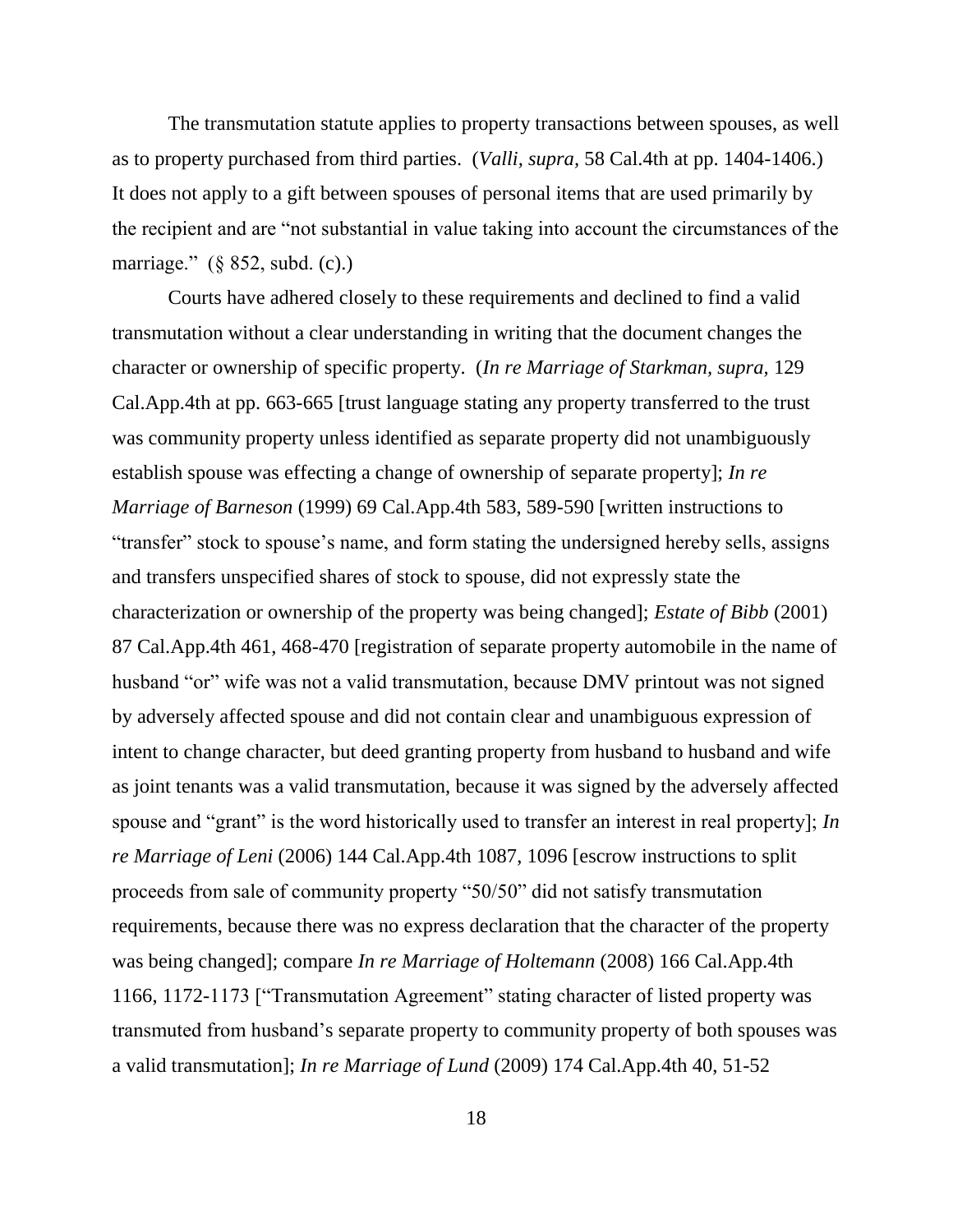The transmutation statute applies to property transactions between spouses, as well as to property purchased from third parties. (*Valli, supra,* 58 Cal.4th at pp. 1404-1406.) It does not apply to a gift between spouses of personal items that are used primarily by the recipient and are "not substantial in value taking into account the circumstances of the marriage." (§ 852, subd. (c).)

Courts have adhered closely to these requirements and declined to find a valid transmutation without a clear understanding in writing that the document changes the character or ownership of specific property. (*In re Marriage of Starkman, supra,* 129 Cal.App.4th at pp. 663-665 [trust language stating any property transferred to the trust was community property unless identified as separate property did not unambiguously establish spouse was effecting a change of ownership of separate property]; *In re Marriage of Barneson* (1999) 69 Cal.App.4th 583, 589-590 [written instructions to "transfer" stock to spouse's name, and form stating the undersigned hereby sells, assigns and transfers unspecified shares of stock to spouse, did not expressly state the characterization or ownership of the property was being changed]; *Estate of Bibb* (2001) 87 Cal.App.4th 461, 468-470 [registration of separate property automobile in the name of husband "or" wife was not a valid transmutation, because DMV printout was not signed by adversely affected spouse and did not contain clear and unambiguous expression of intent to change character, but deed granting property from husband to husband and wife as joint tenants was a valid transmutation, because it was signed by the adversely affected spouse and "grant" is the word historically used to transfer an interest in real property]; *In re Marriage of Leni* (2006) 144 Cal.App.4th 1087, 1096 [escrow instructions to split proceeds from sale of community property "50/50" did not satisfy transmutation requirements, because there was no express declaration that the character of the property was being changed]; compare *In re Marriage of Holtemann* (2008) 166 Cal.App.4th 1166, 1172-1173 ["Transmutation Agreement" stating character of listed property was transmuted from husband's separate property to community property of both spouses was a valid transmutation]; *In re Marriage of Lund* (2009) 174 Cal.App.4th 40, 51-52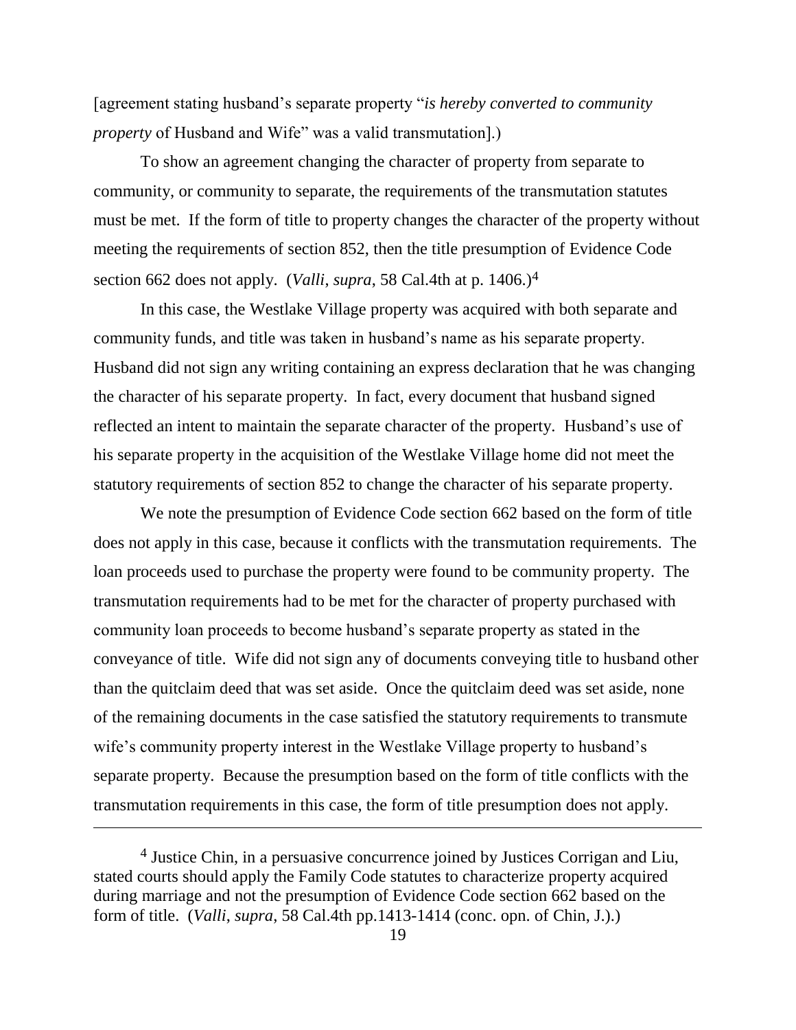[agreement stating husband's separate property "*is hereby converted to community property* of Husband and Wife" was a valid transmutation].)

To show an agreement changing the character of property from separate to community, or community to separate, the requirements of the transmutation statutes must be met. If the form of title to property changes the character of the property without meeting the requirements of section 852, then the title presumption of Evidence Code section 662 does not apply. (*Valli*, *supra*, 58 Cal.4th at p. 1406.)[4]

In this case, the Westlake Village property was acquired with both separate and community funds, and title was taken in husband's name as his separate property. Husband did not sign any writing containing an express declaration that he was changing the character of his separate property. In fact, every document that husband signed reflected an intent to maintain the separate character of the property. Husband's use of his separate property in the acquisition of the Westlake Village home did not meet the statutory requirements of section 852 to change the character of his separate property.

We note the presumption of Evidence Code section 662 based on the form of title does not apply in this case, because it conflicts with the transmutation requirements. The loan proceeds used to purchase the property were found to be community property. The transmutation requirements had to be met for the character of property purchased with community loan proceeds to become husband's separate property as stated in the conveyance of title. Wife did not sign any of documents conveying title to husband other than the quitclaim deed that was set aside. Once the quitclaim deed was set aside, none of the remaining documents in the case satisfied the statutory requirements to transmute wife's community property interest in the Westlake Village property to husband's separate property. Because the presumption based on the form of title conflicts with the transmutation requirements in this case, the form of title presumption does not apply.

---

[4] Justice Chin, in a persuasive concurrence joined by Justices Corrigan and Liu, stated courts should apply the Family Code statutes to characterize property acquired during marriage and not the presumption of Evidence Code section 662 based on the form of title. (*Valli*, *supra*, 58 Cal.4th pp.1413-1414 (conc. opn. of Chin, J.).)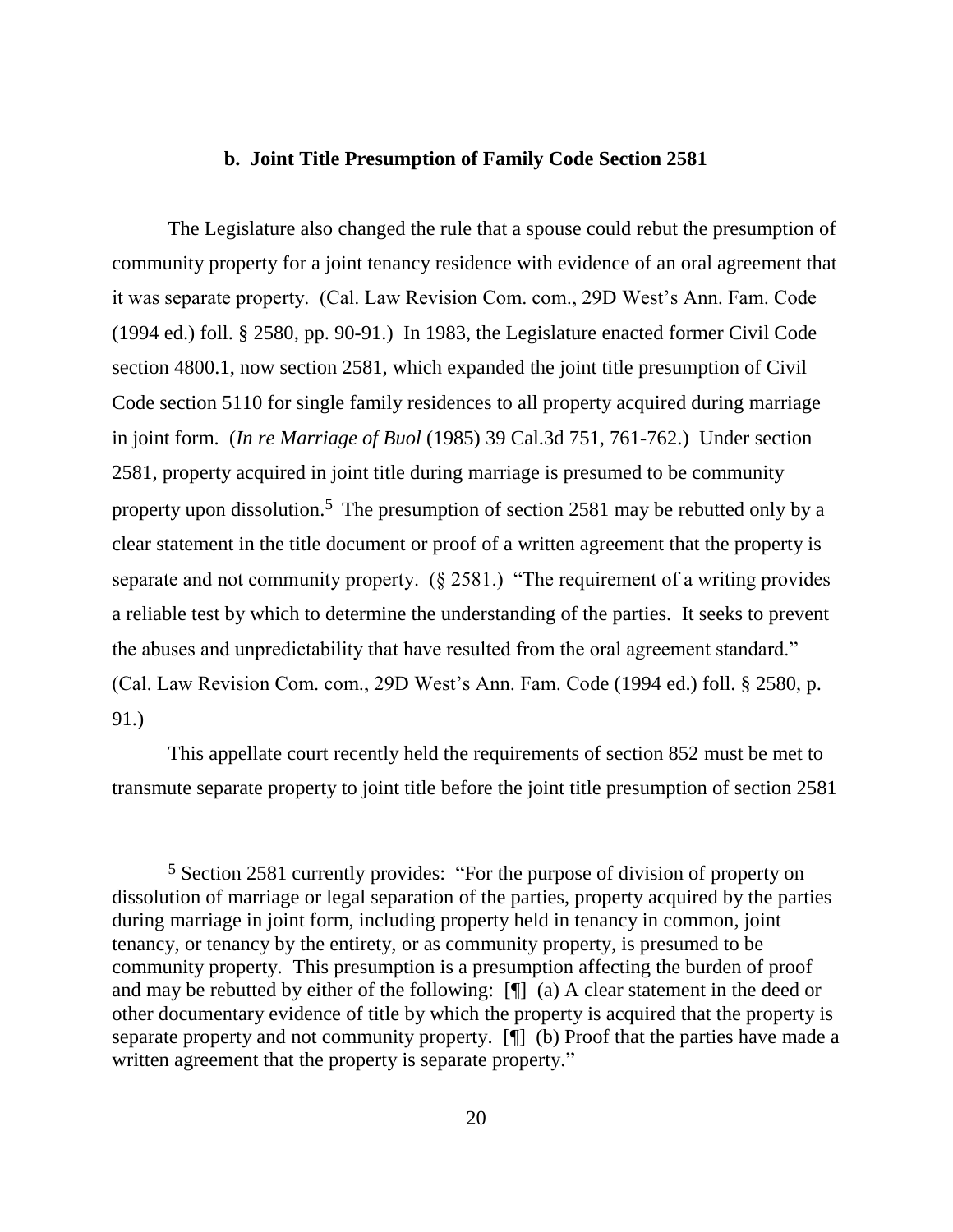### b. Joint Title Presumption of Family Code Section 2581

The Legislature also changed the rule that a spouse could rebut the presumption of community property for a joint tenancy residence with evidence of an oral agreement that it was separate property. (Cal. Law Revision Com. com., 29D West's Ann. Fam. Code (1994 ed.) foll. § 2580, pp. 90-91.) In 1983, the Legislature enacted former Civil Code section 4800.1, now section 2581, which expanded the joint title presumption of Civil Code section 5110 for single family residences to all property acquired during marriage in joint form. (*In re Marriage of Buol* (1985) 39 Cal.3d 751, 761-762.) Under section 2581, property acquired in joint title during marriage is presumed to be community property upon dissolution.[5] The presumption of section 2581 may be rebutted only by a clear statement in the title document or proof of a written agreement that the property is separate and not community property. (§ 2581.) "The requirement of a writing provides a reliable test by which to determine the understanding of the parties. It seeks to prevent the abuses and unpredictability that have resulted from the oral agreement standard." (Cal. Law Revision Com. com., 29D West's Ann. Fam. Code (1994 ed.) foll. § 2580, p. 91.)

This appellate court recently held the requirements of section 852 must be met to transmute separate property to joint title before the joint title presumption of section 2581

---

[5] Section 2581 currently provides: "For the purpose of division of property on dissolution of marriage or legal separation of the parties, property acquired by the parties during marriage in joint form, including property held in tenancy in common, joint tenancy, or tenancy by the entirety, or as community property, is presumed to be community property. This presumption is a presumption affecting the burden of proof and may be rebutted by either of the following: [¶] (a) A clear statement in the deed or other documentary evidence of title by which the property is acquired that the property is separate property and not community property. [¶] (b) Proof that the parties have made a written agreement that the property is separate property."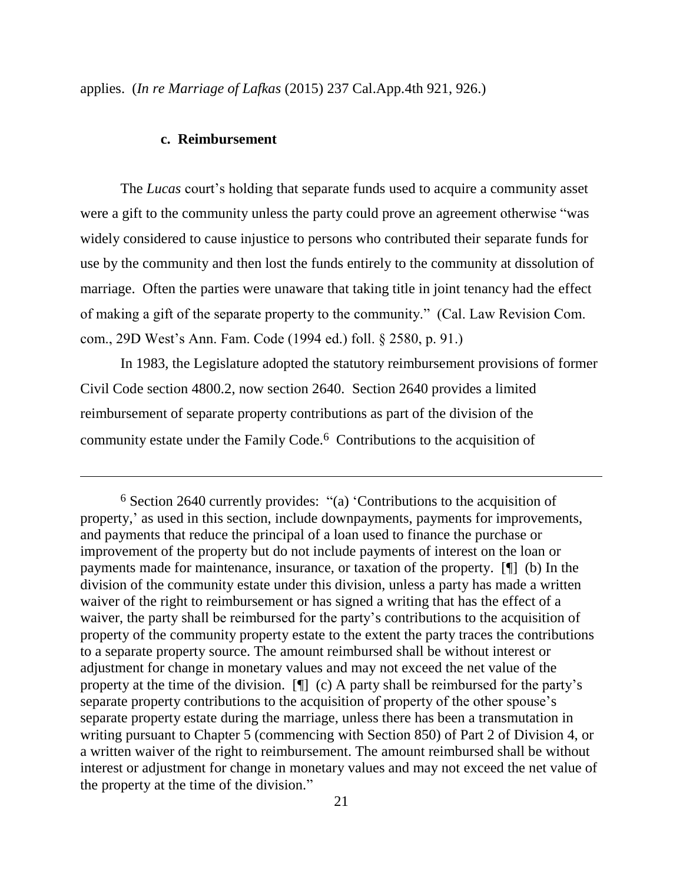applies. (*In re Marriage of Lafkas* (2015) 237 Cal.App.4th 921, 926.)

### c. Reimbursement

The *Lucas* court's holding that separate funds used to acquire a community asset were a gift to the community unless the party could prove an agreement otherwise "was widely considered to cause injustice to persons who contributed their separate funds for use by the community and then lost the funds entirely to the community at dissolution of marriage. Often the parties were unaware that taking title in joint tenancy had the effect of making a gift of the separate property to the community." (Cal. Law Revision Com. com., 29D West's Ann. Fam. Code (1994 ed.) foll. § 2580, p. 91.)

In 1983, the Legislature adopted the statutory reimbursement provisions of former Civil Code section 4800.2, now section 2640. Section 2640 provides a limited reimbursement of separate property contributions as part of the division of the community estate under the Family Code.[6] Contributions to the acquisition of

---

[6] Section 2640 currently provides: "(a) 'Contributions to the acquisition of property,' as used in this section, include downpayments, payments for improvements, and payments that reduce the principal of a loan used to finance the purchase or improvement of the property but do not include payments of interest on the loan or payments made for maintenance, insurance, or taxation of the property. [¶] (b) In the division of the community estate under this division, unless a party has made a written waiver of the right to reimbursement or has signed a writing that has the effect of a waiver, the party shall be reimbursed for the party's contributions to the acquisition of property of the community property estate to the extent the party traces the contributions to a separate property source. The amount reimbursed shall be without interest or adjustment for change in monetary values and may not exceed the net value of the property at the time of the division. [¶] (c) A party shall be reimbursed for the party's separate property contributions to the acquisition of property of the other spouse's separate property estate during the marriage, unless there has been a transmutation in writing pursuant to Chapter 5 (commencing with Section 850) of Part 2 of Division 4, or a written waiver of the right to reimbursement. The amount reimbursed shall be without interest or adjustment for change in monetary values and may not exceed the net value of the property at the time of the division."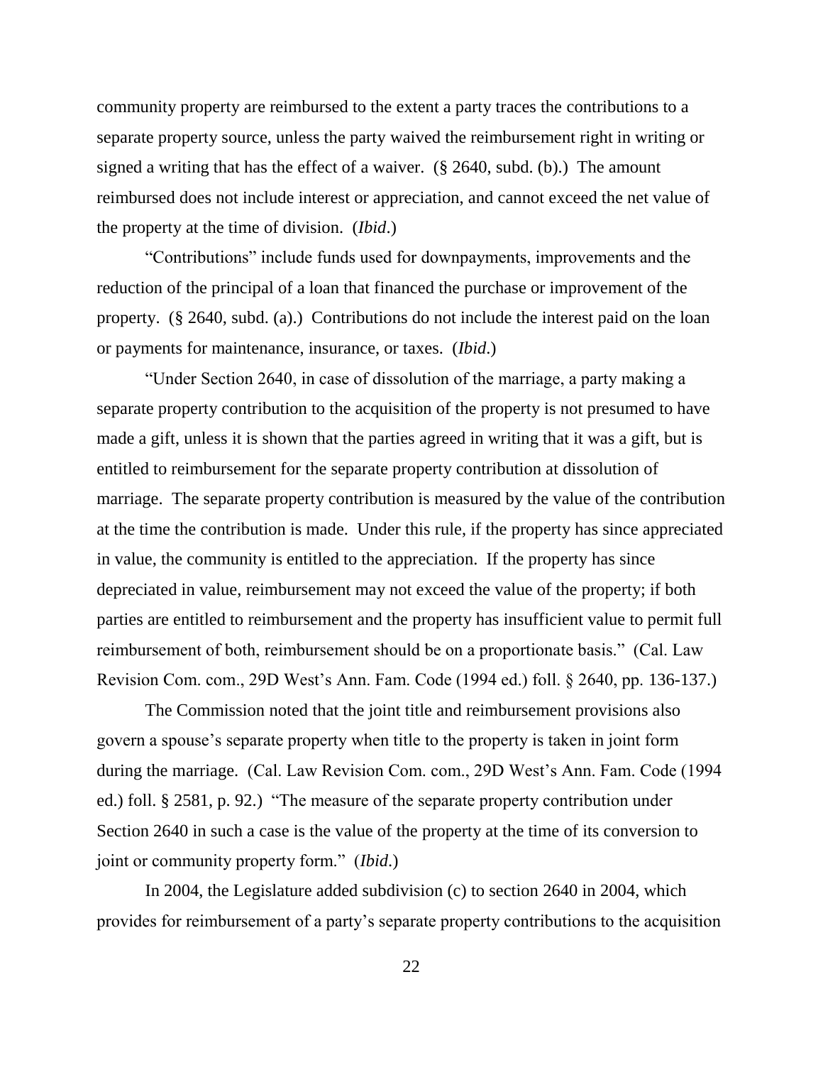community property are reimbursed to the extent a party traces the contributions to a separate property source, unless the party waived the reimbursement right in writing or signed a writing that has the effect of a waiver. (§ 2640, subd. (b).) The amount reimbursed does not include interest or appreciation, and cannot exceed the net value of the property at the time of division. (*Ibid*.)

"Contributions" include funds used for downpayments, improvements and the reduction of the principal of a loan that financed the purchase or improvement of the property. (§ 2640, subd. (a).) Contributions do not include the interest paid on the loan or payments for maintenance, insurance, or taxes. (*Ibid*.)

"Under Section 2640, in case of dissolution of the marriage, a party making a separate property contribution to the acquisition of the property is not presumed to have made a gift, unless it is shown that the parties agreed in writing that it was a gift, but is entitled to reimbursement for the separate property contribution at dissolution of marriage. The separate property contribution is measured by the value of the contribution at the time the contribution is made. Under this rule, if the property has since appreciated in value, the community is entitled to the appreciation. If the property has since depreciated in value, reimbursement may not exceed the value of the property; if both parties are entitled to reimbursement and the property has insufficient value to permit full reimbursement of both, reimbursement should be on a proportionate basis." (Cal. Law Revision Com. com., 29D West's Ann. Fam. Code (1994 ed.) foll. § 2640, pp. 136-137.)

The Commission noted that the joint title and reimbursement provisions also govern a spouse's separate property when title to the property is taken in joint form during the marriage. (Cal. Law Revision Com. com., 29D West's Ann. Fam. Code (1994 ed.) foll. § 2581, p. 92.) "The measure of the separate property contribution under Section 2640 in such a case is the value of the property at the time of its conversion to joint or community property form." (*Ibid.*)

In 2004, the Legislature added subdivision (c) to section 2640 in 2004, which provides for reimbursement of a party's separate property contributions to the acquisition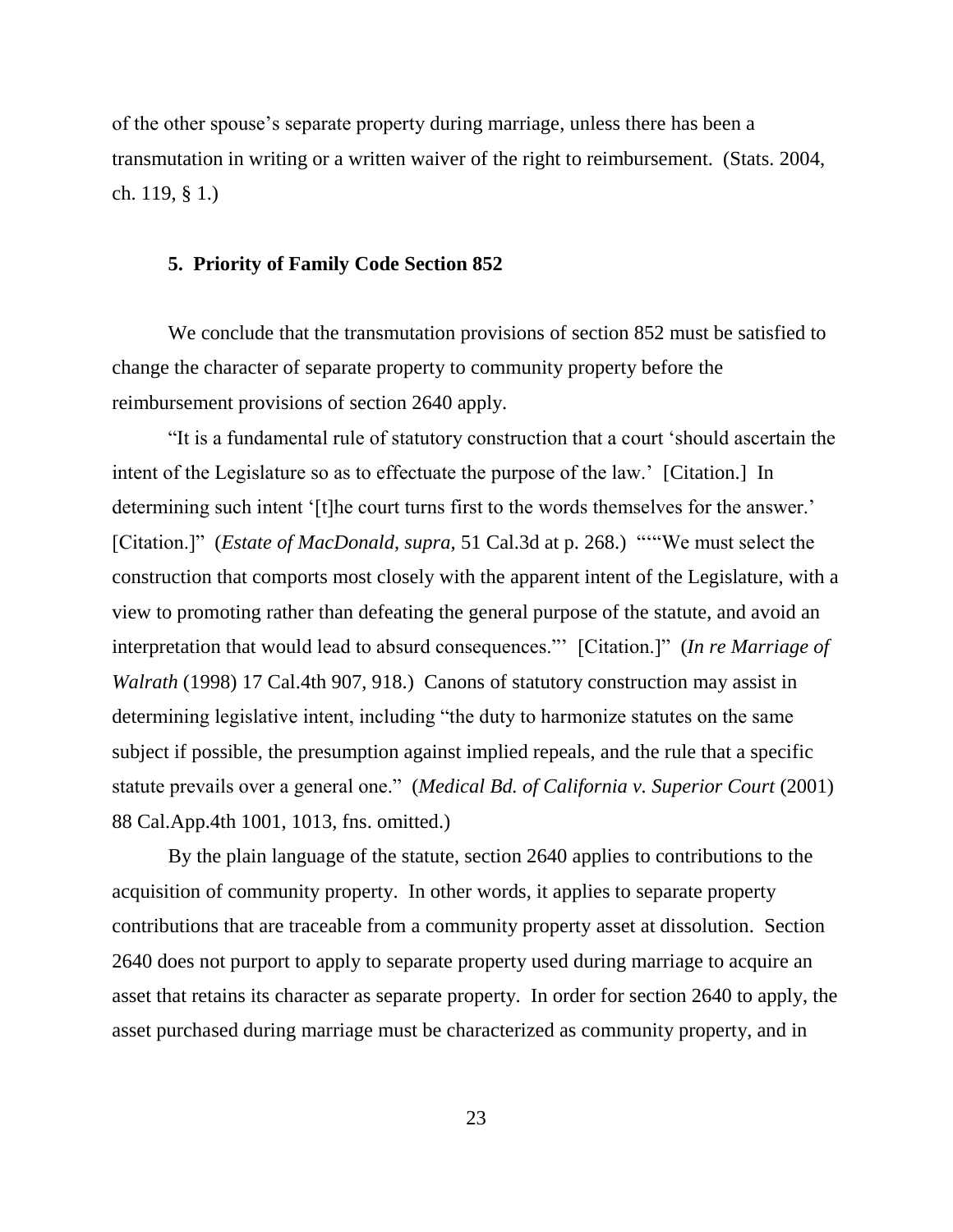of the other spouse's separate property during marriage, unless there has been a transmutation in writing or a written waiver of the right to reimbursement. (Stats. 2004, ch. 119, § 1.)

### 5. Priority of Family Code Section 852

We conclude that the transmutation provisions of section 852 must be satisfied to change the character of separate property to community property before the reimbursement provisions of section 2640 apply.

"It is a fundamental rule of statutory construction that a court 'should ascertain the intent of the Legislature so as to effectuate the purpose of the law.' [Citation.] In determining such intent '[t]he court turns first to the words themselves for the answer.' [Citation.]" (*Estate of MacDonald, supra,* 51 Cal.3d at p. 268.) """We must select the construction that comports most closely with the apparent intent of the Legislature, with a view to promoting rather than defeating the general purpose of the statute, and avoid an interpretation that would lead to absurd consequences."' [Citation.]" (*In re Marriage of Walrath* (1998) 17 Cal.4th 907, 918.) Canons of statutory construction may assist in determining legislative intent, including "the duty to harmonize statutes on the same subject if possible, the presumption against implied repeals, and the rule that a specific statute prevails over a general one." (*Medical Bd. of California v. Superior Court* (2001) 88 Cal.App.4th 1001, 1013, fns. omitted.)

By the plain language of the statute, section 2640 applies to contributions to the acquisition of community property. In other words, it applies to separate property contributions that are traceable from a community property asset at dissolution. Section 2640 does not purport to apply to separate property used during marriage to acquire an asset that retains its character as separate property. In order for section 2640 to apply, the asset purchased during marriage must be characterized as community property, and in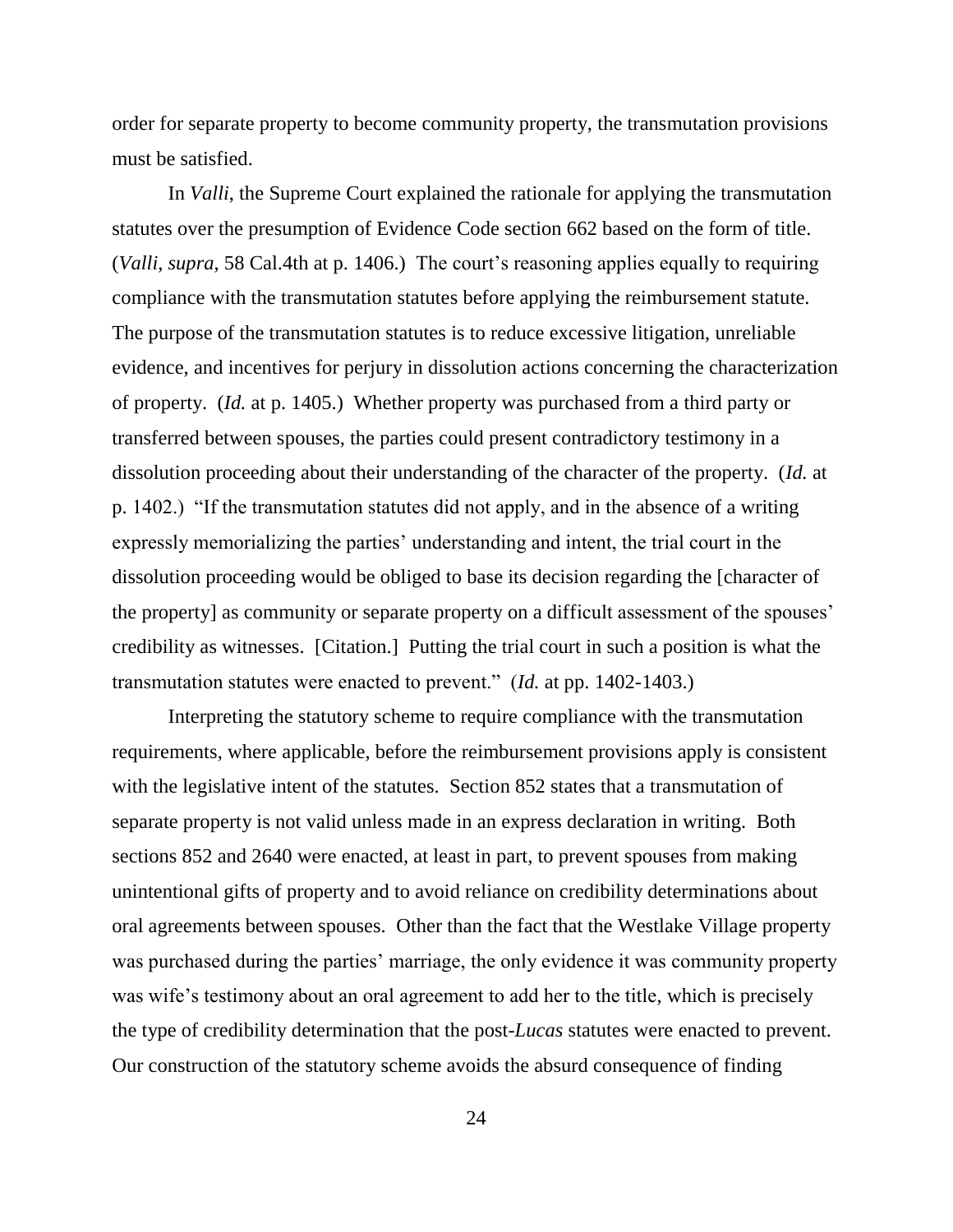order for separate property to become community property, the transmutation provisions must be satisfied.

In *Valli*, the Supreme Court explained the rationale for applying the transmutation statutes over the presumption of Evidence Code section 662 based on the form of title. (*Valli*, *supra*, 58 Cal.4th at p. 1406.) The court's reasoning applies equally to requiring compliance with the transmutation statutes before applying the reimbursement statute. The purpose of the transmutation statutes is to reduce excessive litigation, unreliable evidence, and incentives for perjury in dissolution actions concerning the characterization of property. (*Id.* at p. 1405.) Whether property was purchased from a third party or transferred between spouses, the parties could present contradictory testimony in a dissolution proceeding about their understanding of the character of the property. (*Id.* at p. 1402.) "If the transmutation statutes did not apply, and in the absence of a writing expressly memorializing the parties' understanding and intent, the trial court in the dissolution proceeding would be obliged to base its decision regarding the [character of the property] as community or separate property on a difficult assessment of the spouses' credibility as witnesses. [Citation.] Putting the trial court in such a position is what the transmutation statutes were enacted to prevent." (*Id.* at pp. 1402-1403.)

Interpreting the statutory scheme to require compliance with the transmutation requirements, where applicable, before the reimbursement provisions apply is consistent with the legislative intent of the statutes. Section 852 states that a transmutation of separate property is not valid unless made in an express declaration in writing. Both sections 852 and 2640 were enacted, at least in part, to prevent spouses from making unintentional gifts of property and to avoid reliance on credibility determinations about oral agreements between spouses. Other than the fact that the Westlake Village property was purchased during the parties' marriage, the only evidence it was community property was wife's testimony about an oral agreement to add her to the title, which is precisely the type of credibility determination that the post-*Lucas* statutes were enacted to prevent. Our construction of the statutory scheme avoids the absurd consequence of finding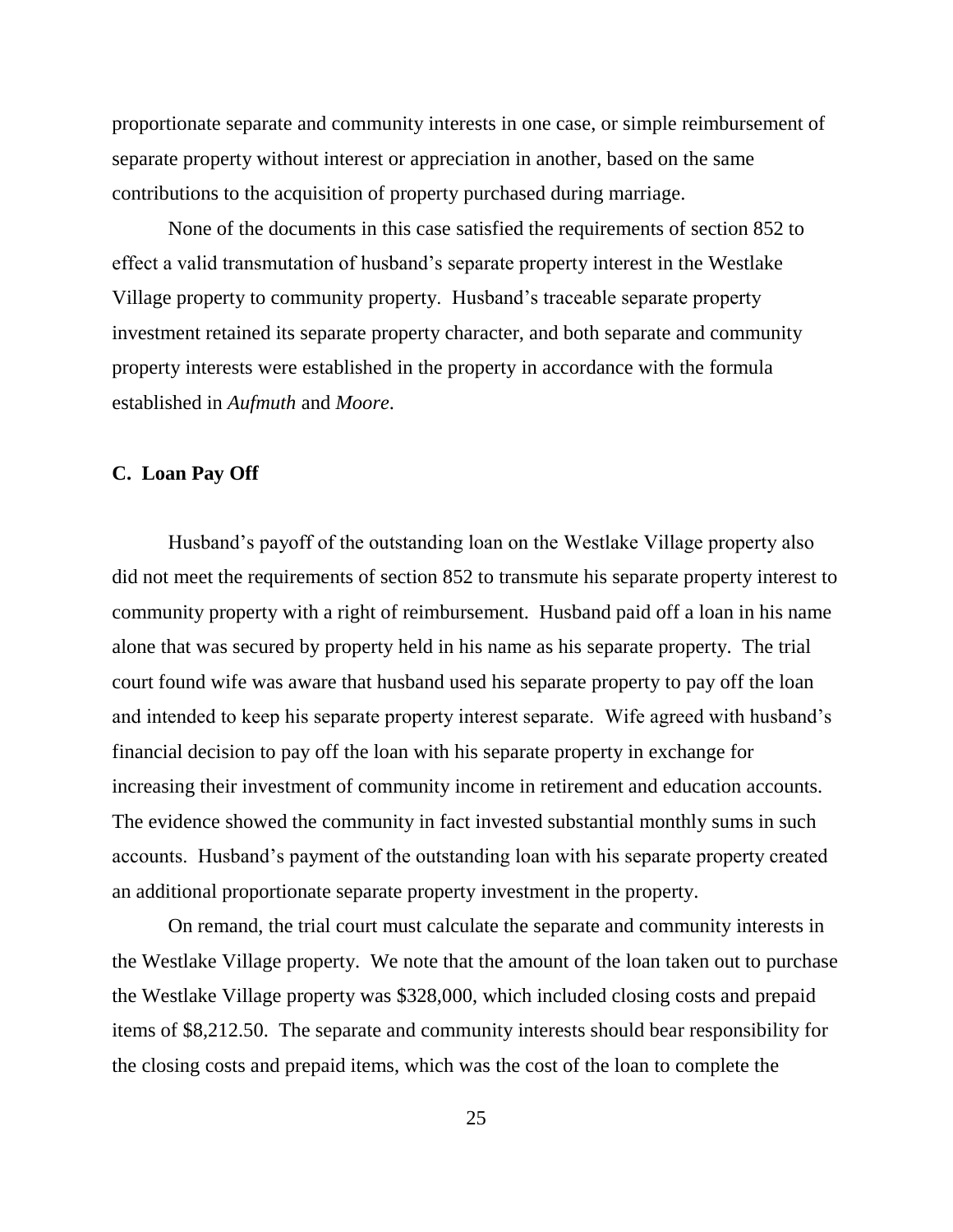proportionate separate and community interests in one case, or simple reimbursement of separate property without interest or appreciation in another, based on the same contributions to the acquisition of property purchased during marriage.

None of the documents in this case satisfied the requirements of section 852 to effect a valid transmutation of husband's separate property interest in the Westlake Village property to community property. Husband's traceable separate property investment retained its separate property character, and both separate and community property interests were established in the property in accordance with the formula established in *Aufmuth* and *Moore*.

### C. Loan Pay Off

Husband's payoff of the outstanding loan on the Westlake Village property also did not meet the requirements of section 852 to transmute his separate property interest to community property with a right of reimbursement. Husband paid off a loan in his name alone that was secured by property held in his name as his separate property. The trial court found wife was aware that husband used his separate property to pay off the loan and intended to keep his separate property interest separate. Wife agreed with husband's financial decision to pay off the loan with his separate property in exchange for increasing their investment of community income in retirement and education accounts. The evidence showed the community in fact invested substantial monthly sums in such accounts. Husband's payment of the outstanding loan with his separate property created an additional proportionate separate property investment in the property.

On remand, the trial court must calculate the separate and community interests in the Westlake Village property. We note that the amount of the loan taken out to purchase the Westlake Village property was $328,000, which included closing costs and prepaid items of $8,212.50. The separate and community interests should bear responsibility for the closing costs and prepaid items, which was the cost of the loan to complete the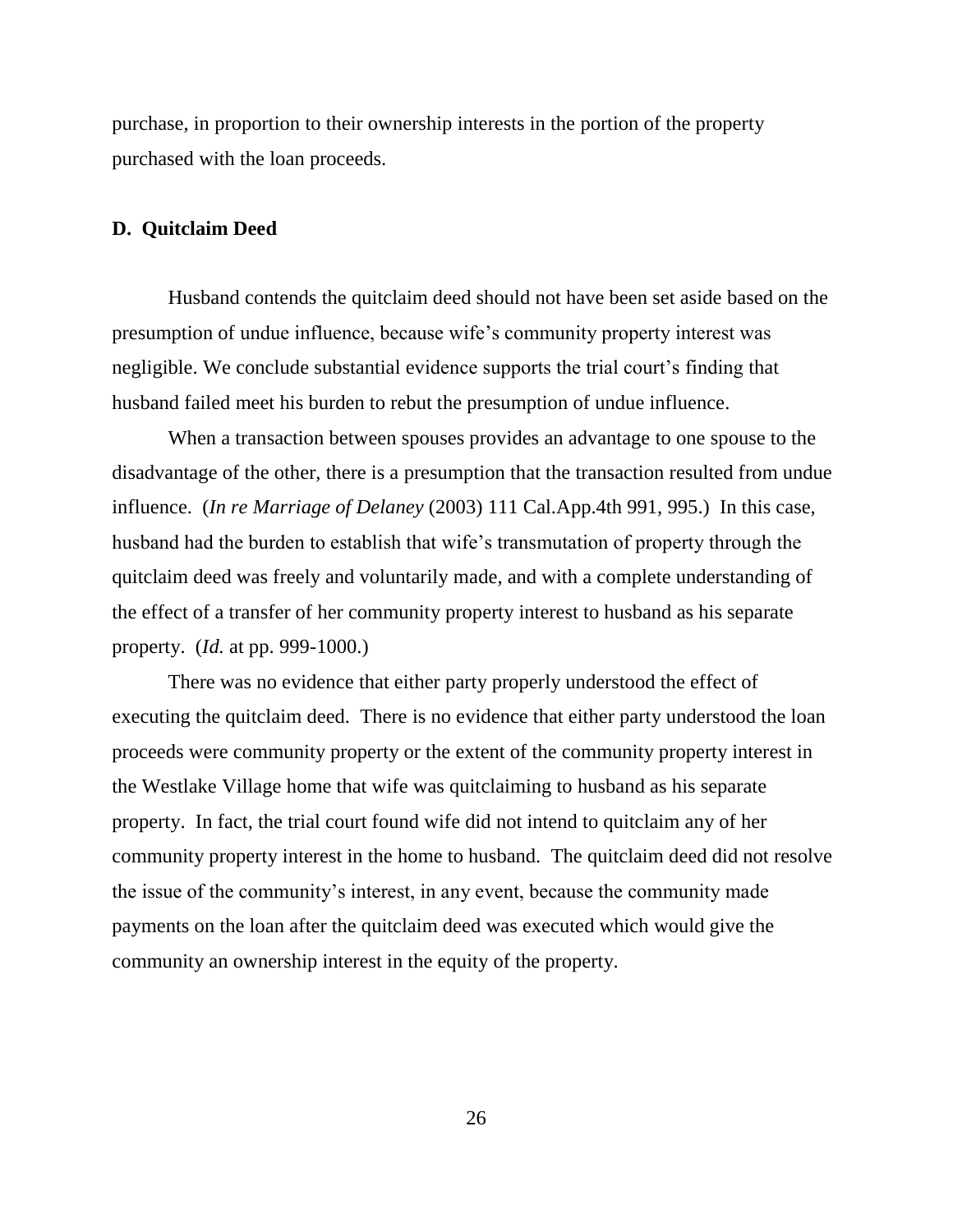purchase, in proportion to their ownership interests in the portion of the property purchased with the loan proceeds.

### D. Quitclaim Deed

Husband contends the quitclaim deed should not have been set aside based on the presumption of undue influence, because wife's community property interest was negligible. We conclude substantial evidence supports the trial court's finding that husband failed meet his burden to rebut the presumption of undue influence.

When a transaction between spouses provides an advantage to one spouse to the disadvantage of the other, there is a presumption that the transaction resulted from undue influence. (*In re Marriage of Delaney* (2003) 111 Cal.App.4th 991, 995.) In this case, husband had the burden to establish that wife's transmutation of property through the quitclaim deed was freely and voluntarily made, and with a complete understanding of the effect of a transfer of her community property interest to husband as his separate property. (*Id.* at pp. 999-1000.)

There was no evidence that either party properly understood the effect of executing the quitclaim deed. There is no evidence that either party understood the loan proceeds were community property or the extent of the community property interest in the Westlake Village home that wife was quitclaiming to husband as his separate property. In fact, the trial court found wife did not intend to quitclaim any of her community property interest in the home to husband. The quitclaim deed did not resolve the issue of the community's interest, in any event, because the community made payments on the loan after the quitclaim deed was executed which would give the community an ownership interest in the equity of the property.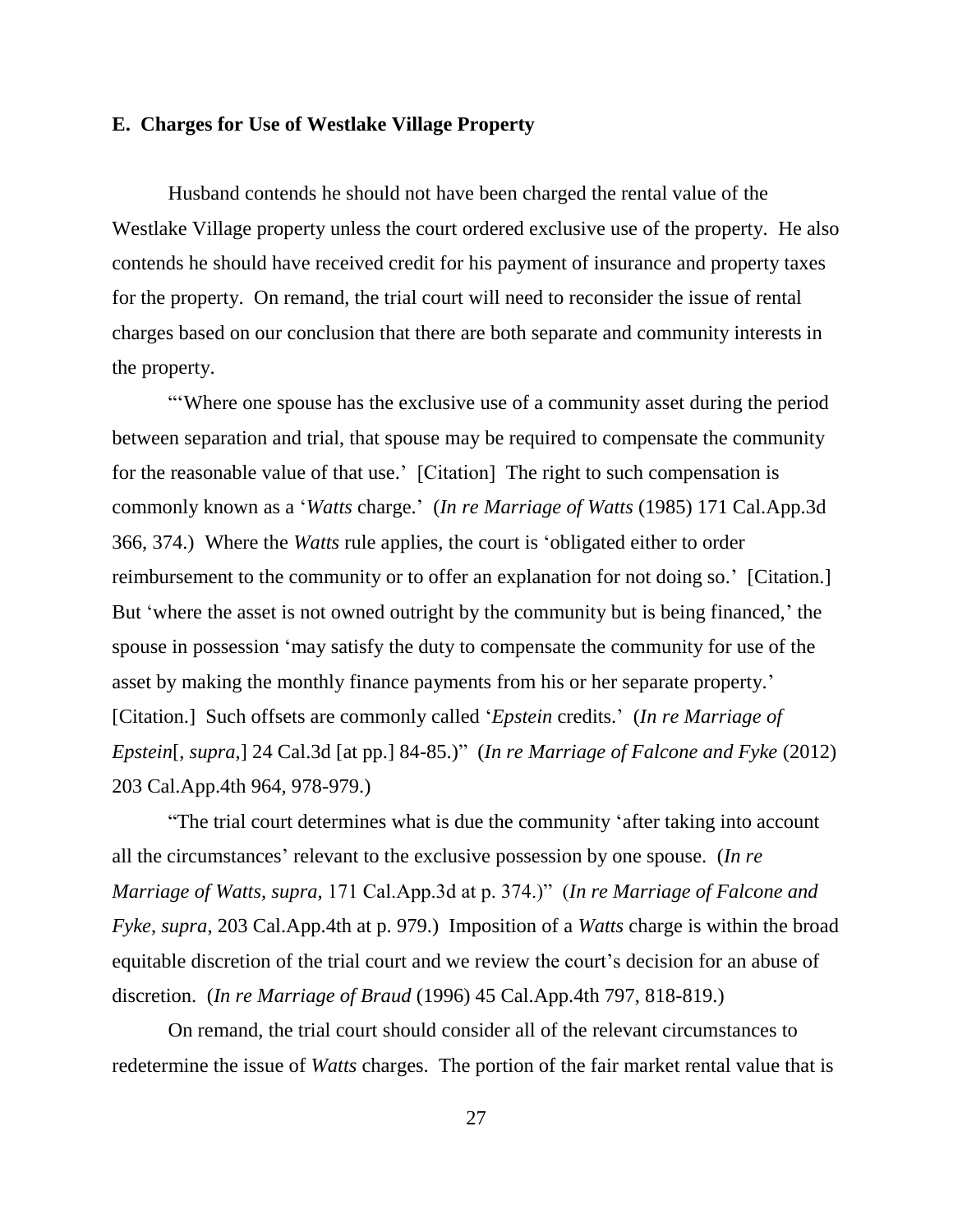**E. Charges for Use of Westlake Village Property**

Husband contends he should not have been charged the rental value of the Westlake Village property unless the court ordered exclusive use of the property. He also contends he should have received credit for his payment of insurance and property taxes for the property. On remand, the trial court will need to reconsider the issue of rental charges based on our conclusion that there are both separate and community interests in the property.

"'Where one spouse has the exclusive use of a community asset during the period between separation and trial, that spouse may be required to compensate the community for the reasonable value of that use.' [Citation] The right to such compensation is commonly known as a '*Watts* charge.' (*In re Marriage of Watts* (1985) 171 Cal.App.3d 366, 374.) Where the *Watts* rule applies, the court is 'obligated either to order reimbursement to the community or to offer an explanation for not doing so.' [Citation.] But 'where the asset is not owned outright by the community but is being financed,' the spouse in possession 'may satisfy the duty to compensate the community for use of the asset by making the monthly finance payments from his or her separate property.' [Citation.] Such offsets are commonly called '*Epstein* credits.' (*In re Marriage of Epstein*[, *supra*,] 24 Cal.3d [at pp.] 84-85.)" (*In re Marriage of Falcone and Fyke* (2012) 203 Cal.App.4th 964, 978-979.)

"The trial court determines what is due the community 'after taking into account all the circumstances' relevant to the exclusive possession by one spouse. (*In re Marriage of Watts*, *supra*, 171 Cal.App.3d at p. 374.)" (*In re Marriage of Falcone and Fyke*, *supra*, 203 Cal.App.4th at p. 979.) Imposition of a *Watts* charge is within the broad equitable discretion of the trial court and we review the court's decision for an abuse of discretion. (*In re Marriage of Braud* (1996) 45 Cal.App.4th 797, 818-819.)

On remand, the trial court should consider all of the relevant circumstances to redetermine the issue of *Watts* charges. The portion of the fair market rental value that is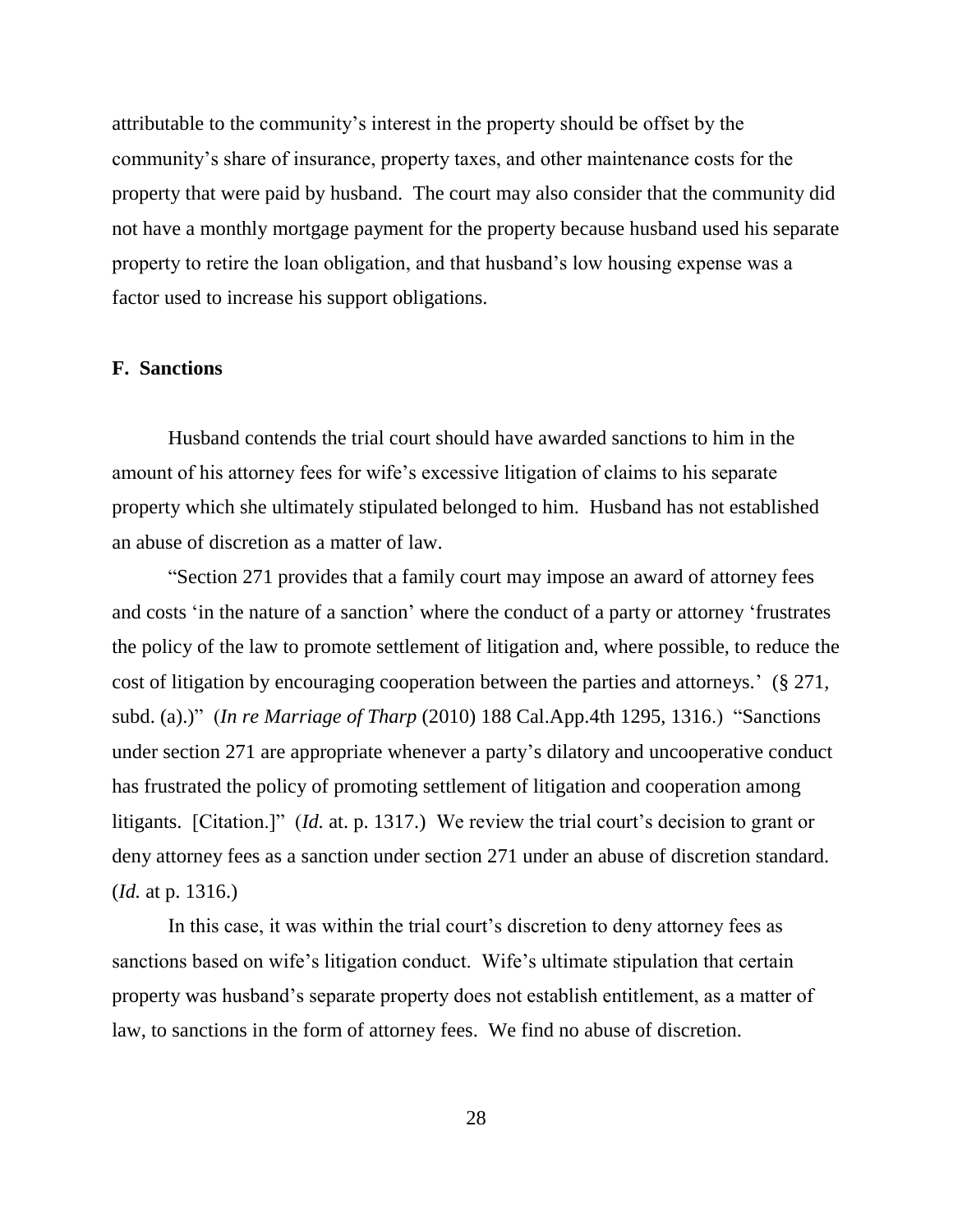attributable to the community's interest in the property should be offset by the community's share of insurance, property taxes, and other maintenance costs for the property that were paid by husband. The court may also consider that the community did not have a monthly mortgage payment for the property because husband used his separate property to retire the loan obligation, and that husband's low housing expense was a factor used to increase his support obligations.

**F. Sanctions**

Husband contends the trial court should have awarded sanctions to him in the amount of his attorney fees for wife's excessive litigation of claims to his separate property which she ultimately stipulated belonged to him. Husband has not established an abuse of discretion as a matter of law.

"Section 271 provides that a family court may impose an award of attorney fees and costs 'in the nature of a sanction' where the conduct of a party or attorney 'frustrates the policy of the law to promote settlement of litigation and, where possible, to reduce the cost of litigation by encouraging cooperation between the parties and attorneys.' (§ 271, subd. (a).)" (*In re Marriage of Tharp* (2010) 188 Cal.App.4th 1295, 1316.) "Sanctions under section 271 are appropriate whenever a party's dilatory and uncooperative conduct has frustrated the policy of promoting settlement of litigation and cooperation among litigants. [Citation.]" (*Id.* at. p. 1317.) We review the trial court's decision to grant or deny attorney fees as a sanction under section 271 under an abuse of discretion standard. (*Id.* at p. 1316.)

In this case, it was within the trial court's discretion to deny attorney fees as sanctions based on wife's litigation conduct. Wife's ultimate stipulation that certain property was husband's separate property does not establish entitlement, as a matter of law, to sanctions in the form of attorney fees. We find no abuse of discretion.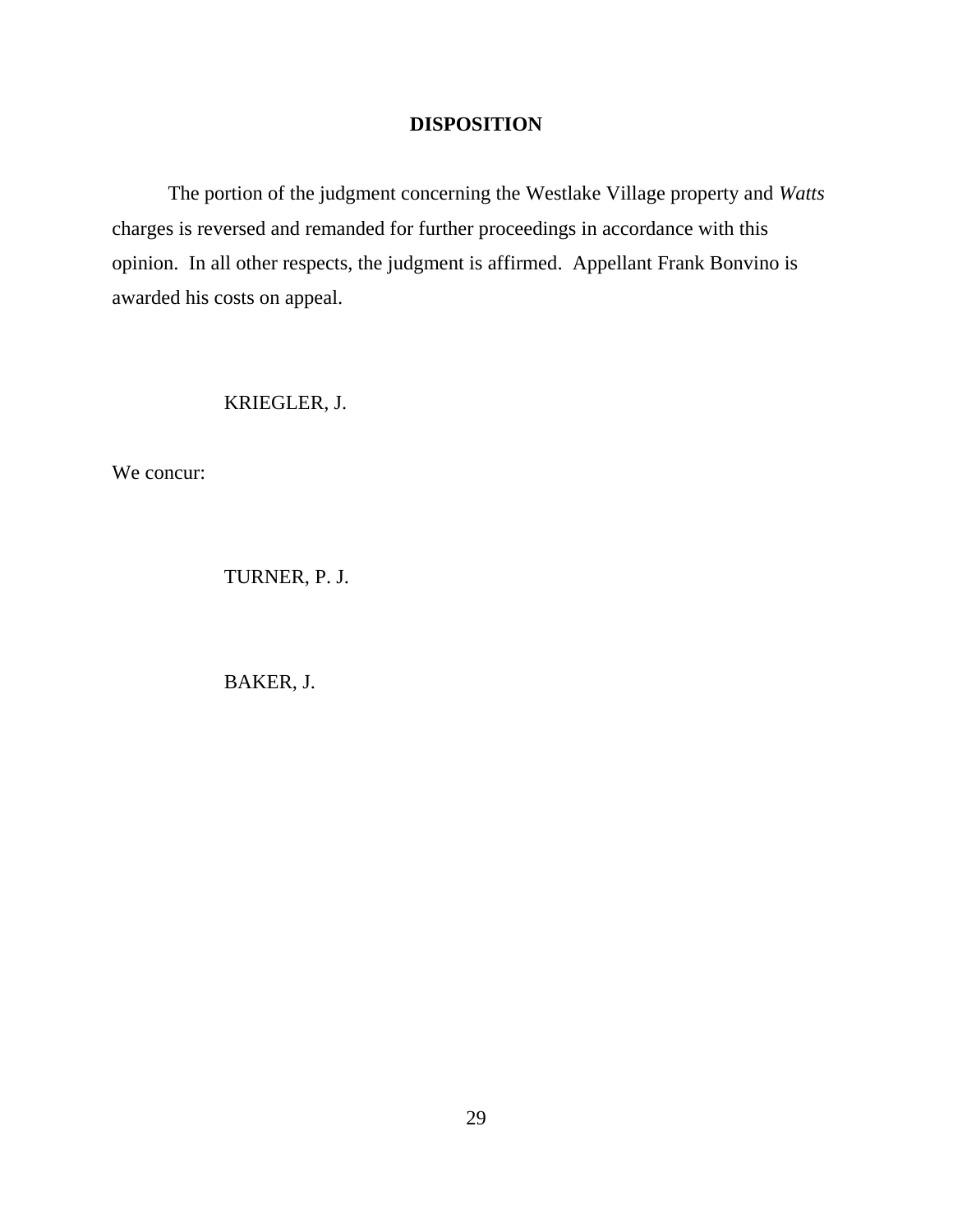## DISPOSITION

The portion of the judgment concerning the Westlake Village property and *Watts* charges is reversed and remanded for further proceedings in accordance with this opinion. In all other respects, the judgment is affirmed. Appellant Frank Bonvino is awarded his costs on appeal.

KRIEGLER, J.

We concur:

TURNER, P. J.

BAKER, J.